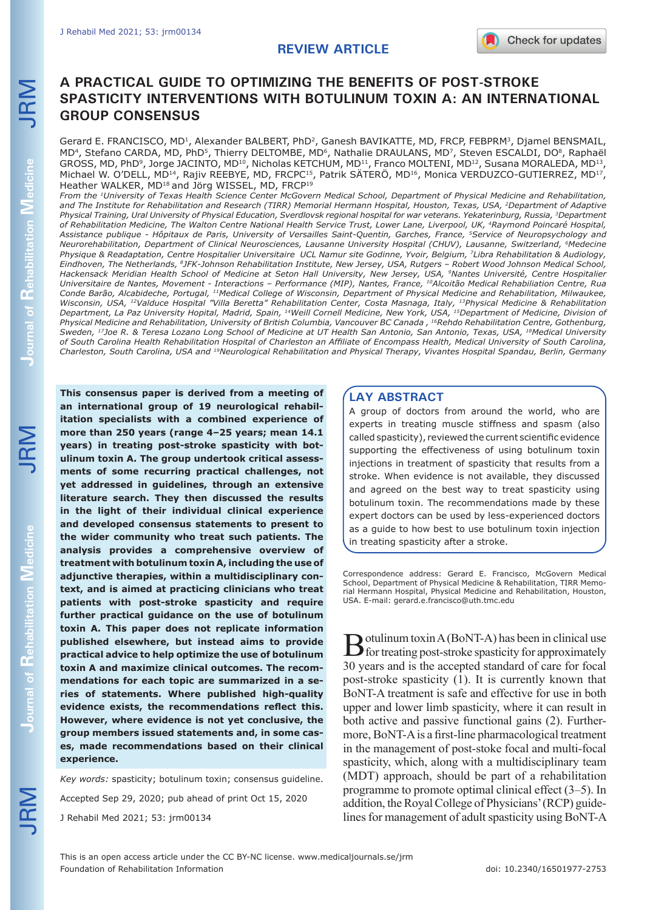REVIEW ARTICLE

# A PRACTICAL GUIDE TO OPTIMIZING THE BENEFITS OF POST-STROKE SPASTICITY INTERVENTIONS WITH BOTULINUM TOXIN A: AN INTERNATIONAL GROUP CONSENSUS

Gerard E. FRANCISCO, MD[1], Alexander BALBERT, PhD[2], Ganesh BAVIKATTE, MD, FRCP, FEBPRM[3], Djamel BENSMAIL, MD[4], Stefano CARDA, MD, PhD[5], Thierry DELTOMBE, MD[6], Nathalie DRAULANS, MD[7], Steven ESCALDI, DO[8], Raphaël GROSS, MD, PhD[9], Jorge JACINTO, MD[10], Nicholas KETCHUM, MD[11], Franco MOLTENI, MD[12], Susana MORALEDA, MD[13], Michael W. O'DELL, MD[14], Rajiv REEBYE, MD, FRCPC[15], Patrik SÄTERÖ, MD[16], Monica VERDUZCO-GUTIERREZ, MD[17], Heather WALKER, MD[18] and Jörg WISSEL, MD, FRCP[19]

*From the [1]University of Texas Health Science Center McGovern Medical School, Department of Physical Medicine and Rehabilitation, and The Institute for Rehabilitation and Research (TIRR) Memorial Hermann Hospital, Houston, Texas, USA, [2]Department of Adaptive Physical Training, Ural University of Physical Education, Sverdlovsk regional hospital for war veterans. Yekaterinburg, Russia, [3]Department of Rehabilitation Medicine, The Walton Centre National Health Service Trust, Lower Lane, Liverpool, UK, [4]Raymond Poincaré Hospital, Assistance publique - Hôpitaux de Paris, University of Versailles Saint-Quentin, Garches, France, [5]Service of Neuropsychology and Neurorehabilitation, Department of Clinical Neurosciences, Lausanne University Hospital (CHUV), Lausanne, Switzerland, [6]Medecine Physique & Readaptation, Centre Hospitalier Universitaire UCL Namur site Godinne, Yvoir, Belgium, [7]Libra Rehabilitation & Audiology, Eindhoven, The Netherlands, [8]JFK-Johnson Rehabilitation Institute, New Jersey, USA, Rutgers – Robert Wood Johnson Medical School, Hackensack Meridian Health School of Medicine at Seton Hall University, New Jersey, USA, [9]Nantes Université, Centre Hospitalier Universitaire de Nantes, Movement - Interactions – Performance (MIP), Nantes, France, [10]Alcoitão Medical Rehabilitation Centre, Rua Conde Barão, Alcabideche, Portugal, [11]Medical College of Wisconsin, Department of Physical Medicine and Rehabilitation, Milwaukee, Wisconsin, USA, [12]Valduce Hospital "Villa Beretta" Rehabilitation Center, Costa Masnaga, Italy, [13]Physical Medicine & Rehabilitation Department, La Paz University Hopital, Madrid, Spain, [14]Weill Cornell Medicine, New York, USA, [15]Department of Medicine, Division of Physical Medicine and Rehabilitation, University of British Columbia, Vancouver BC Canada , [16]Rehdo Rehabilitation Centre, Gothenburg, Sweden, [17]Joe R. & Teresa Lozano Long School of Medicine at UT Health San Antonio, San Antonio, Texas, USA, [18]Medical University of South Carolina Health Rehabilitation Hospital of Charleston an Affiliate of Encompass Health, Medical University of South Carolina, Charleston, South Carolina, USA and [19]Neurological Rehabilitation and Physical Therapy, Vivantes Hospital Spandau, Berlin, Germany*

**This consensus paper is derived from a meeting of an international group of 19 neurological rehabilitation specialists with a combined experience of more than 250 years (range 4–25 years; mean 14.1 years) in treating post-stroke spasticity with botulinum toxin A. The group undertook critical assessments of some recurring practical challenges, not yet addressed in guidelines, through an extensive literature search. They then discussed the results in the light of their individual clinical experience and developed consensus statements to present to the wider community who treat such patients. The analysis provides a comprehensive overview of treatment with botulinum toxin A, including the use of adjunctive therapies, within a multidisciplinary context, and is aimed at practicing clinicians who treat patients with post-stroke spasticity and require further practical guidance on the use of botulinum toxin A. This paper does not replicate information published elsewhere, but instead aims to provide practical advice to help optimize the use of botulinum toxin A and maximize clinical outcomes. The recommendations for each topic are summarized in a series of statements. Where published high-quality evidence exists, the recommendations reflect this. However, where evidence is not yet conclusive, the group members issued statements and, in some cases, made recommendations based on their clinical experience.**

*Key words:* spasticity; botulinum toxin; consensus guideline.

Accepted Sep 29, 2020; pub ahead of print Oct 15, 2020

J Rehabil Med 2021; 53: jrm00134

## LAY ABSTRACT

A group of doctors from around the world, who are experts in treating muscle stiffness and spasm (also called spasticity), reviewed the current scientific evidence supporting the effectiveness of using botulinum toxin injections in treatment of spasticity that results from a stroke. When evidence is not available, they discussed and agreed on the best way to treat spasticity using botulinum toxin. The recommendations made by these expert doctors can be used by less-experienced doctors as a guide to how best to use botulinum toxin injection in treating spasticity after a stroke.

Correspondence address: Gerard E. Francisco, McGovern Medical School, Department of Physical Medicine & Rehabilitation, TIRR Memorial Hermann Hospital, Physical Medicine and Rehabilitation, Houston, USA. E-mail: gerard.e.francisco@uth.tmc.edu

Botulinum toxin A (BoNT-A) has been in clinical use for treating post-stroke spasticity for approximately 30 years and is the accepted standard of care for focal post-stroke spasticity (1). It is currently known that BoNT-A treatment is safe and effective for use in both upper and lower limb spasticity, where it can result in both active and passive functional gains (2). Furthermore, BoNT-A is a first-line pharmacological treatment in the management of post-stoke focal and multi-focal spasticity, which, along with a multidisciplinary team (MDT) approach, should be part of a rehabilitation programme to promote optimal clinical effect (3–5). In addition, the Royal College of Physicians' (RCP) guidelines for management of adult spasticity using BoNT-A

This is an open access article under the CC BY-NC license. www.medicaljournals.se/jrm
Foundation of Rehabilitation Information

doi: 10.2340/16501977-2753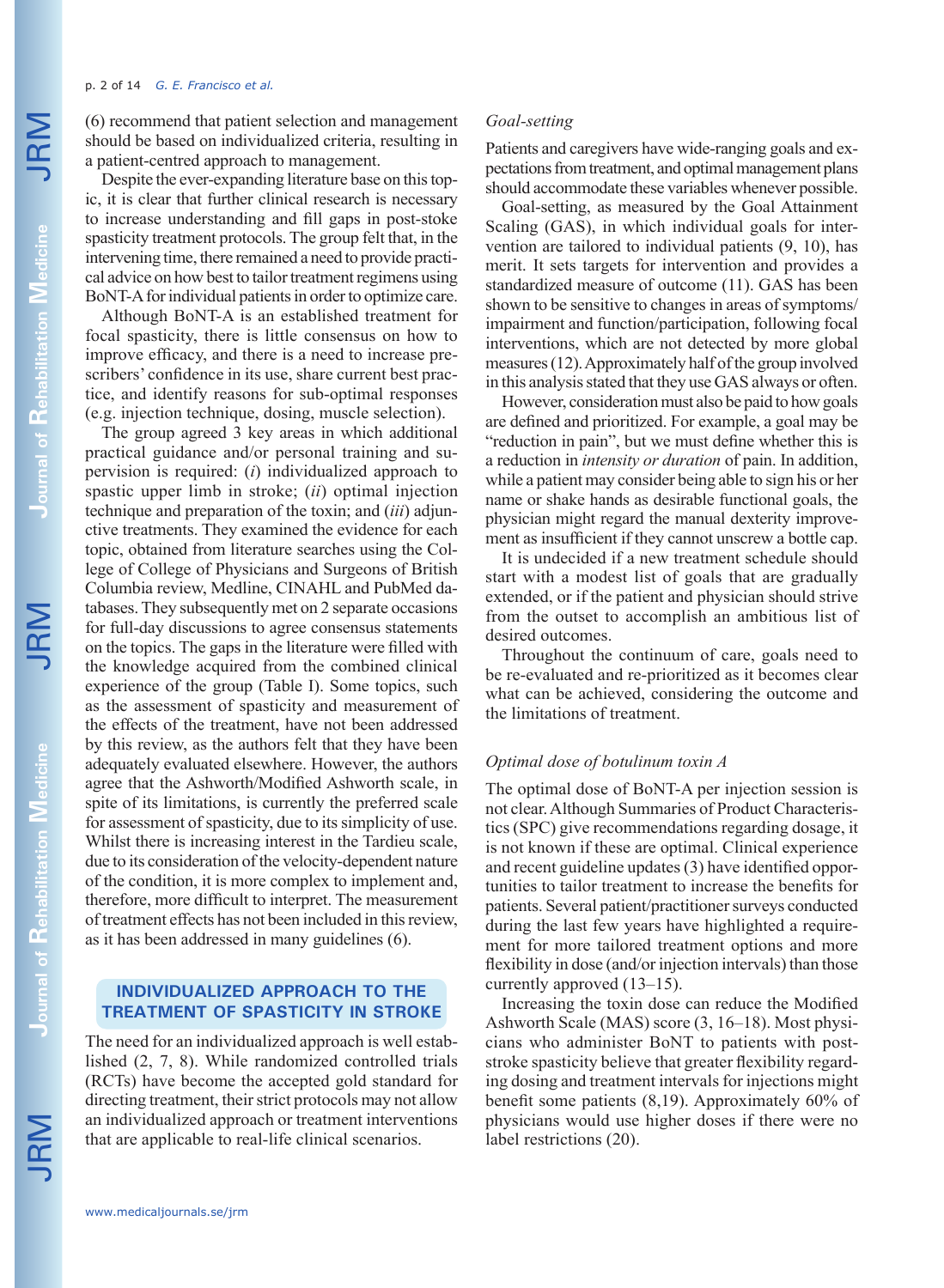(6) recommend that patient selection and management should be based on individualized criteria, resulting in a patient-centred approach to management.

Despite the ever-expanding literature base on this topic, it is clear that further clinical research is necessary to increase understanding and fill gaps in post-stroke spasticity treatment protocols. The group felt that, in the intervening time, there remained a need to provide practical advice on how best to tailor treatment regimens using BoNT-A for individual patients in order to optimize care.

Although BoNT-A is an established treatment for focal spasticity, there is little consensus on how to improve efficacy, and there is a need to increase prescribers' confidence in its use, share current best practice, and identify reasons for sub-optimal responses (e.g. injection technique, dosing, muscle selection).

The group agreed 3 key areas in which additional practical guidance and/or personal training and supervision is required: (*i*) individualized approach to spastic upper limb in stroke; (*ii*) optimal injection technique and preparation of the toxin; and (*iii*) adjunctive treatments. They examined the evidence for each topic, obtained from literature searches using the College of College of Physicians and Surgeons of British Columbia review, Medline, CINAHL and PubMed databases. They subsequently met on 2 separate occasions for full-day discussions to agree consensus statements on the topics. The gaps in the literature were filled with the knowledge acquired from the combined clinical experience of the group (Table I). Some topics, such as the assessment of spasticity and measurement of the effects of the treatment, have not been addressed by this review, as the authors felt that they have been adequately evaluated elsewhere. However, the authors agree that the Ashworth/Modified Ashworth scale, in spite of its limitations, is currently the preferred scale for assessment of spasticity, due to its simplicity of use. Whilst there is increasing interest in the Tardieu scale, due to its consideration of the velocity-dependent nature of the condition, it is more complex to implement and, therefore, more difficult to interpret. The measurement of treatment effects has not been included in this review, as it has been addressed in many guidelines (6).

## INDIVIDUALIZED APPROACH TO THE TREATMENT OF SPASTICITY IN STROKE

The need for an individualized approach is well established (2, 7, 8). While randomized controlled trials (RCTs) have become the accepted gold standard for directing treatment, their strict protocols may not allow an individualized approach or treatment interventions that are applicable to real-life clinical scenarios.

### *Goal-setting*

Patients and caregivers have wide-ranging goals and expectations from treatment, and optimal management plans should accommodate these variables whenever possible.

Goal-setting, as measured by the Goal Attainment Scaling (GAS), in which individual goals for intervention are tailored to individual patients (9, 10), has merit. It sets targets for intervention and provides a standardized measure of outcome (11). GAS has been shown to be sensitive to changes in areas of symptoms/impairment and function/participation, following focal interventions, which are not detected by more global measures (12). Approximately half of the group involved in this analysis stated that they use GAS always or often.

However, consideration must also be paid to how goals are defined and prioritized. For example, a goal may be "reduction in pain", but we must define whether this is a reduction in *intensity or duration* of pain. In addition, while a patient may consider being able to sign his or her name or shake hands as desirable functional goals, the physician might regard the manual dexterity improvement as insufficient if they cannot unscrew a bottle cap.

It is undecided if a new treatment schedule should start with a modest list of goals that are gradually extended, or if the patient and physician should strive from the outset to accomplish an ambitious list of desired outcomes.

Throughout the continuum of care, goals need to be re-evaluated and re-prioritized as it becomes clear what can be achieved, considering the outcome and the limitations of treatment.

### *Optimal dose of botulinum toxin A*

The optimal dose of BoNT-A per injection session is not clear. Although Summaries of Product Characteristics (SPC) give recommendations regarding dosage, it is not known if these are optimal. Clinical experience and recent guideline updates (3) have identified opportunities to tailor treatment to increase the benefits for patients. Several patient/practitioner surveys conducted during the last few years have highlighted a requirement for more tailored treatment options and more flexibility in dose (and/or injection intervals) than those currently approved (13–15).

Increasing the toxin dose can reduce the Modified Ashworth Scale (MAS) score (3, 16–18). Most physicians who administer BoNT to patients with post-stroke spasticity believe that greater flexibility regarding dosing and treatment intervals for injections might benefit some patients (8,19). Approximately 60% of physicians would use higher doses if there were no label restrictions (20).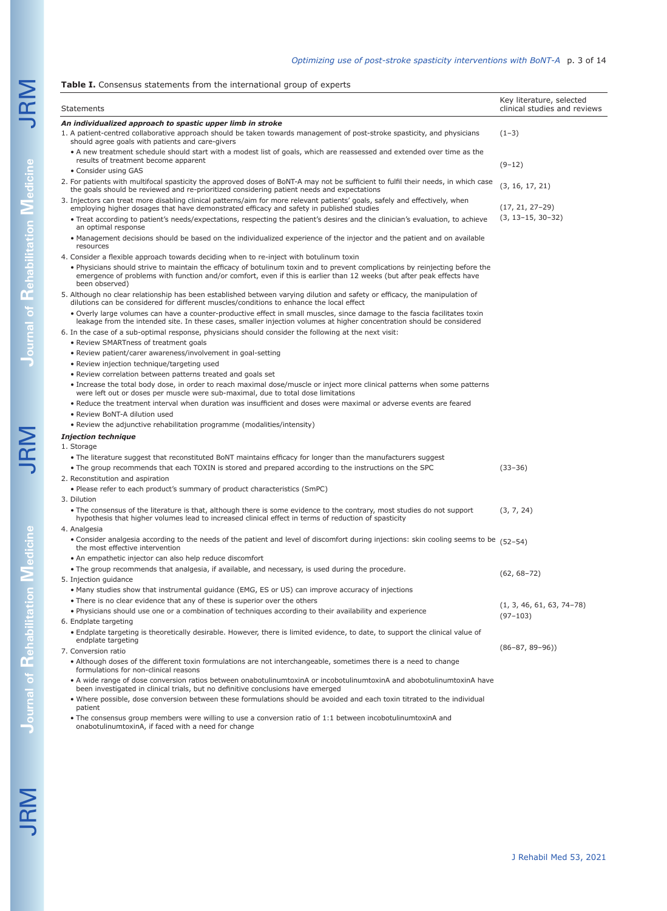**Table I.** Consensus statements from the international group of experts

| Statements | Key literature, selected clinical studies and reviews |
|---|---|
| ***An individualized approach to spastic upper limb in stroke*** | |
| 1. A patient-centred collaborative approach should be taken towards management of post-stroke spasticity, and physicians should agree goals with patients and care-givers | (1–3) |
| • A new treatment schedule should start with a modest list of goals, which are reassessed and extended over time as the results of treatment become apparent | (9–12) |
| • Consider using GAS | |
| 2. For patients with multifocal spasticity the approved doses of BoNT-A may not be sufficient to fulfil their needs, in which case the goals should be reviewed and re-prioritized considering patient needs and expectations | (3, 16, 17, 21) |
| 3. Injectors can treat more disabling clinical patterns/aim for more relevant patients' goals, safely and effectively, when employing higher dosages that have demonstrated efficacy and safety in published studies | (17, 21, 27–29) |
| • Treat according to patient's needs/expectations, respecting the patient's desires and the clinician's evaluation, to achieve an optimal response | (3, 13–15, 30–32) |
| • Management decisions should be based on the individualized experience of the injector and the patient and on available resources | |
| 4. Consider a flexible approach towards deciding when to re-inject with botulinum toxin | |
| • Physicians should strive to maintain the efficacy of botulinum toxin and to prevent complications by reinjecting before the emergence of problems with function and/or comfort, even if this is earlier than 12 weeks (but after peak effects have been observed) | |
| 5. Although no clear relationship has been established between varying dilution and safety or efficacy, the manipulation of dilutions can be considered for different muscles/conditions to enhance the local effect | |
| • Overly large volumes can have a counter-productive effect in small muscles, since damage to the fascia facilitates toxin leakage from the intended site. In these cases, smaller injection volumes at higher concentration should be considered | |
| 6. In the case of a sub-optimal response, physicians should consider the following at the next visit: | |
| • Review SMARTness of treatment goals | |
| • Review patient/carer awareness/involvement in goal-setting | |
| • Review injection technique/targeting used | |
| • Review correlation between patterns treated and goals set | |
| • Increase the total body dose, in order to reach maximal dose/muscle or inject more clinical patterns when some patterns were left out or doses per muscle were sub-maximal, due to total dose limitations | |
| • Reduce the treatment interval when duration was insufficient and doses were maximal or adverse events are feared | |
| • Review BoNT-A dilution used | |
| • Review the adjunctive rehabilitation programme (modalities/intensity) | |
| ***Injection technique*** | |
| 1. Storage | |
| • The literature suggest that reconstituted BoNT maintains efficacy for longer than the manufacturers suggest | |
| • The group recommends that each TOXIN is stored and prepared according to the instructions on the SPC | (33–36) |
| 2. Reconstitution and aspiration | |
| • Please refer to each product's summary of product characteristics (SmPC) | |
| 3. Dilution | |
| • The consensus of the literature is that, although there is some evidence to the contrary, most studies do not support hypothesis that higher volumes lead to increased clinical effect in terms of reduction of spasticity | (3, 7, 24) |
| 4. Analgesia | |
| • Consider analgesia according to the needs of the patient and level of discomfort during injections: skin cooling seems to be the most effective intervention | (52–54) |
| • An empathetic injector can also help reduce discomfort | |
| • The group recommends that analgesia, if available, and necessary, is used during the procedure. | (62, 68–72) |
| 5. Injection guidance | |
| • Many studies show that instrumental guidance (EMG, ES or US) can improve accuracy of injections | |
| • There is no clear evidence that any of these is superior over the others | (1, 3, 46, 61, 63, 74–78) |
| • Physicians should use one or a combination of techniques according to their availability and experience | (97–103) |
| 6. Endplate targeting | |
| • Endplate targeting is theoretically desirable. However, there is limited evidence, to date, to support the clinical value of endplate targeting | |
| 7. Conversion ratio | (86–87, 89–96)) |
| • Although doses of the different toxin formulations are not interchangeable, sometimes there is a need to change formulations for non-clinical reasons | |
| • A wide range of dose conversion ratios between onabotulinumtoxinA or incobotulinumtoxinA and abobotulinumtoxinA have been investigated in clinical trials, but no definitive conclusions have emerged | |
| • Where possible, dose conversion between these formulations should be avoided and each toxin titrated to the individual patient | |
| • The consensus group members were willing to use a conversion ratio of 1:1 between incobotulinumtoxinA and onabotulinumtoxinA, if faced with a need for change | |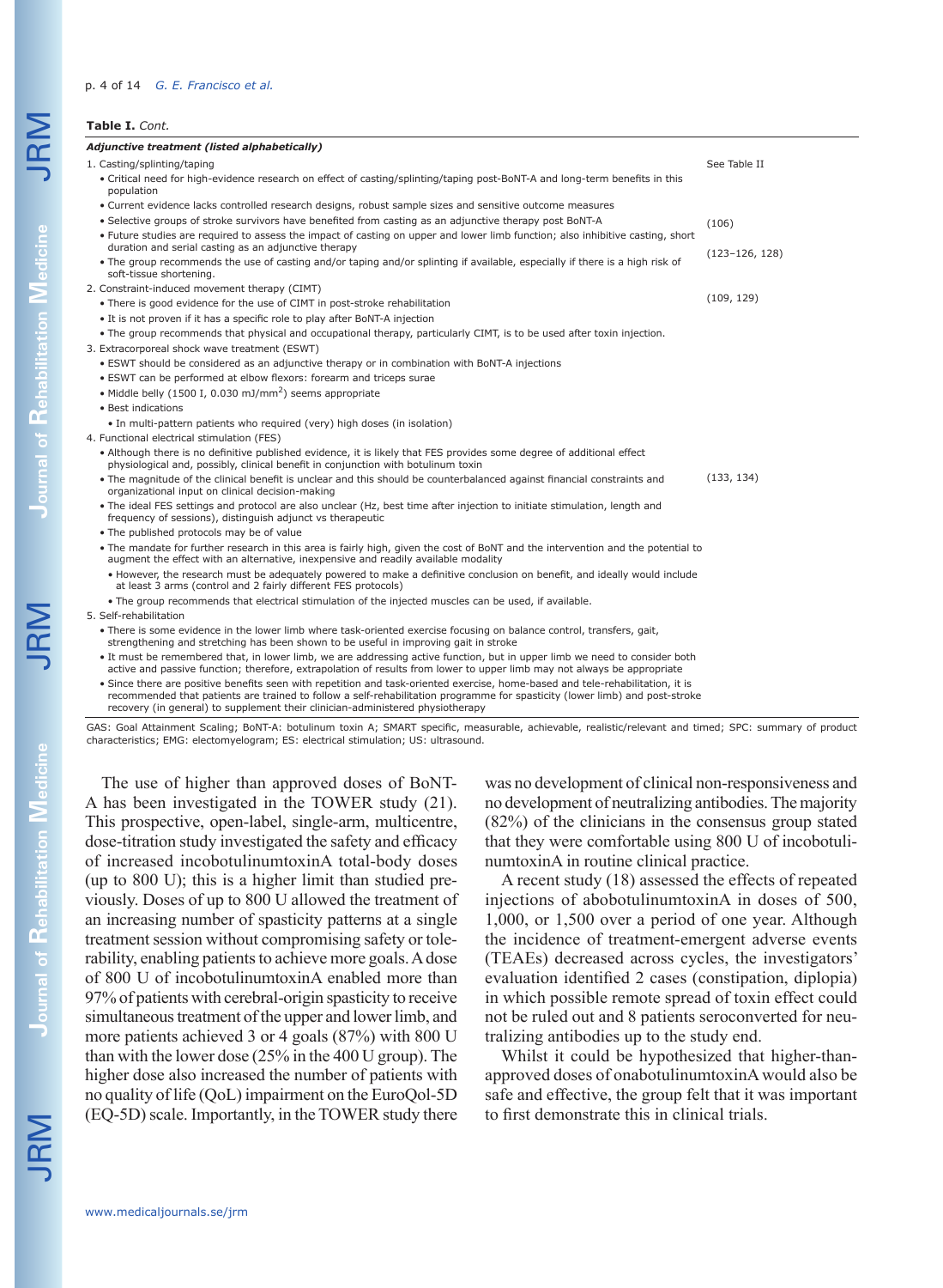**Table I.** *Cont.*

| ***Adjunctive treatment (listed alphabetically)*** | |
|---|---|
| 1. Casting/splinting/taping | See Table II |
| • Critical need for high-evidence research on effect of casting/splinting/taping post-BoNT-A and long-term benefits in this population | |
| • Current evidence lacks controlled research designs, robust sample sizes and sensitive outcome measures | |
| • Selective groups of stroke survivors have benefited from casting as an adjunctive therapy post BoNT-A | (106) |
| • Future studies are required to assess the impact of casting on upper and lower limb function; also inhibitive casting, short duration and serial casting as an adjunctive therapy | |
| • The group recommends the use of casting and/or taping and/or splinting if available, especially if there is a high risk of soft-tissue shortening. | (123–126, 128) |
| 2. Constraint-induced movement therapy (CIMT) | |
| • There is good evidence for the use of CIMT in post-stroke rehabilitation | (109, 129) |
| • It is not proven if it has a specific role to play after BoNT-A injection | |
| • The group recommends that physical and occupational therapy, particularly CIMT, is to be used after toxin injection. | |
| 3. Extracorporeal shock wave treatment (ESWT) | |
| • ESWT should be considered as an adjunctive therapy or in combination with BoNT-A injections | |
| • ESWT can be performed at elbow flexors: forearm and triceps surae | |
| • Middle belly (1500 I, 0.030 mJ/mm$^2$) seems appropriate | |
| • Best indications | |
| • In multi-pattern patients who required (very) high doses (in isolation) | |
| 4. Functional electrical stimulation (FES) | |
| • Although there is no definitive published evidence, it is likely that FES provides some degree of additional effect physiological and, possibly, clinical benefit in conjunction with botulinum toxin | |
| • The magnitude of the clinical benefit is unclear and this should be counterbalanced against financial constraints and organizational input on clinical decision-making | (133, 134) |
| • The ideal FES settings and protocol are also unclear (Hz, best time after injection to initiate stimulation, length and frequency of sessions), distinguish adjunct vs therapeutic | |
| • The published protocols may be of value | |
| • The mandate for further research in this area is fairly high, given the cost of BoNT and the intervention and the potential to augment the effect with an alternative, inexpensive and readily available modality | |
| • However, the research must be adequately powered to make a definitive conclusion on benefit, and ideally would include at least 3 arms (control and 2 fairly different FES protocols) | |
| • The group recommends that electrical stimulation of the injected muscles can be used, if available. | |
| 5. Self-rehabilitation | |
| • There is some evidence in the lower limb where task-oriented exercise focusing on balance control, transfers, gait, strengthening and stretching has been shown to be useful in improving gait in stroke | |
| • It must be remembered that, in lower limb, we are addressing active function, but in upper limb we need to consider both active and passive function; therefore, extrapolation of results from lower to upper limb may not always be appropriate | |
| • Since there are positive benefits seen with repetition and task-oriented exercise, home-based and tele-rehabilitation, it is recommended that patients are trained to follow a self-rehabilitation programme for spasticity (lower limb) and post-stroke recovery (in general) to supplement their clinician-administered physiotherapy | |

GAS: Goal Attainment Scaling; BoNT-A: botulinum toxin A; SMART specific, measurable, achievable, realistic/relevant and timed; SPC: summary of product characteristics; EMG: electomyelogram; ES: electrical stimulation; US: ultrasound.

The use of higher than approved doses of BoNT-A has been investigated in the TOWER study (21). This prospective, open-label, single-arm, multicentre, dose-titration study investigated the safety and efficacy of increased incobotulinumtoxinA total-body doses (up to 800 U); this is a higher limit than studied previously. Doses of up to 800 U allowed the treatment of an increasing number of spasticity patterns at a single treatment session without compromising safety or tolerability, enabling patients to achieve more goals. A dose of 800 U of incobotulinumtoxinA enabled more than 97% of patients with cerebral-origin spasticity to receive simultaneous treatment of the upper and lower limb, and more patients achieved 3 or 4 goals (87%) with 800 U than with the lower dose (25% in the 400 U group). The higher dose also increased the number of patients with no quality of life (QoL) impairment on the EuroQol-5D (EQ-5D) scale. Importantly, in the TOWER study there was no development of clinical non-responsiveness and no development of neutralizing antibodies. The majority (82%) of the clinicians in the consensus group stated that they were comfortable using 800 U of incobotulinumtoxinA in routine clinical practice.

A recent study (18) assessed the effects of repeated injections of abobotulinumtoxinA in doses of 500, 1,000, or 1,500 over a period of one year. Although the incidence of treatment-emergent adverse events (TEAEs) decreased across cycles, the investigators' evaluation identified 2 cases (constipation, diplopia) in which possible remote spread of toxin effect could not be ruled out and 8 patients seroconverted for neutralizing antibodies up to the study end.

Whilst it could be hypothesized that higher-than-approved doses of onabotulinumtoxinA would also be safe and effective, the group felt that it was important to first demonstrate this in clinical trials.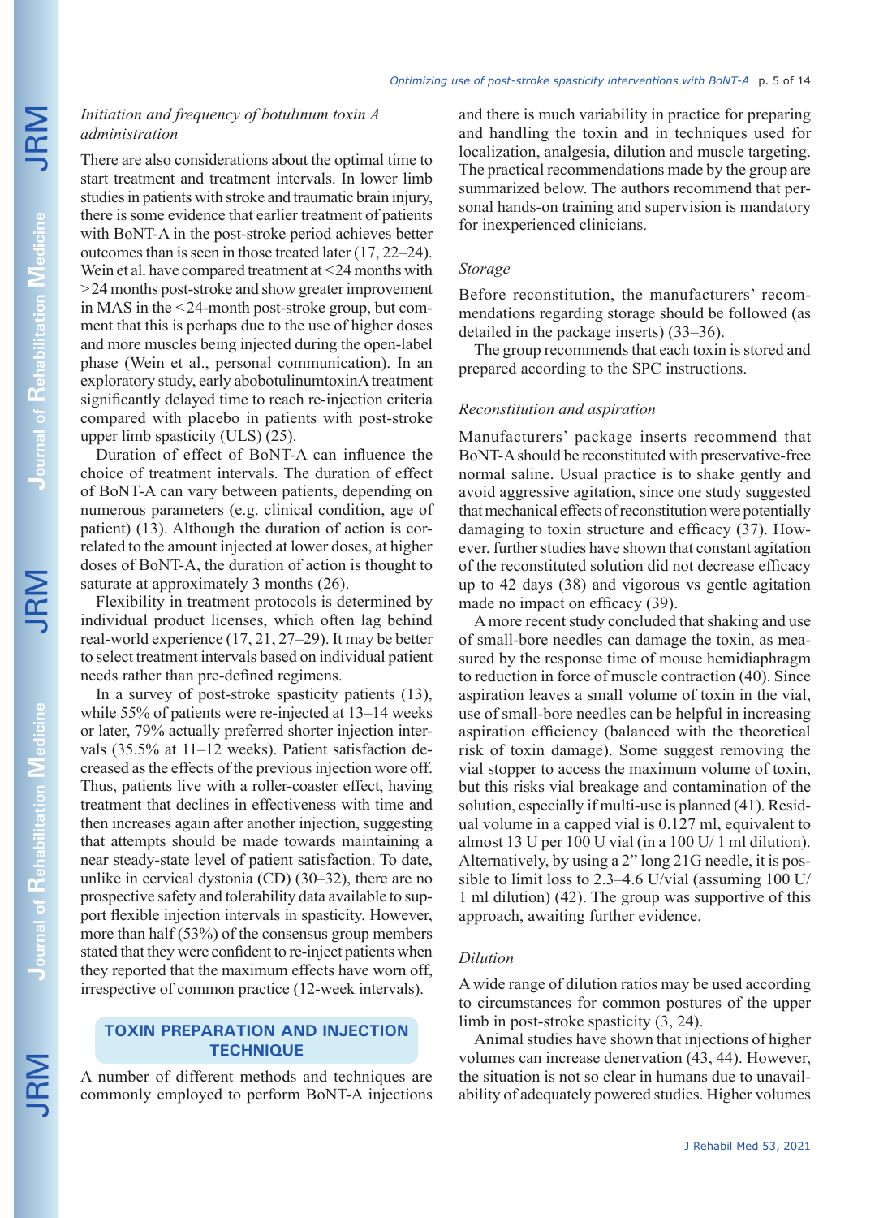### *Initiation and frequency of botulinum toxin A administration*

There are also considerations about the optimal time to start treatment and treatment intervals. In lower limb studies in patients with stroke and traumatic brain injury, there is some evidence that earlier treatment of patients with BoNT-A in the post-stroke period achieves better outcomes than is seen in those treated later (17, 22–24). Wein et al. have compared treatment at <24 months with >24 months post-stroke and show greater improvement in MAS in the <24-month post-stroke group, but comment that this is perhaps due to the use of higher doses and more muscles being injected during the open-label phase (Wein et al., personal communication). In an exploratory study, early abobotulinumtoxinA treatment significantly delayed time to reach re-injection criteria compared with placebo in patients with post-stroke upper limb spasticity (ULS) (25).

Duration of effect of BoNT-A can influence the choice of treatment intervals. The duration of effect of BoNT-A can vary between patients, depending on numerous parameters (e.g. clinical condition, age of patient) (13). Although the duration of action is correlated to the amount injected at lower doses, at higher doses of BoNT-A, the duration of action is thought to saturate at approximately 3 months (26).

Flexibility in treatment protocols is determined by individual product licenses, which often lag behind real-world experience (17, 21, 27–29). It may be better to select treatment intervals based on individual patient needs rather than pre-defined regimens.

In a survey of post-stroke spasticity patients (13), while 55% of patients were re-injected at 13–14 weeks or later, 79% actually preferred shorter injection intervals (35.5% at 11–12 weeks). Patient satisfaction decreased as the effects of the previous injection wore off. Thus, patients live with a roller-coaster effect, having treatment that declines in effectiveness with time and then increases again after another injection, suggesting that attempts should be made towards maintaining a near steady-state level of patient satisfaction. To date, unlike in cervical dystonia (CD) (30–32), there are no prospective safety and tolerability data available to support flexible injection intervals in spasticity. However, more than half (53%) of the consensus group members stated that they were confident to re-inject patients when they reported that the maximum effects have worn off, irrespective of common practice (12-week intervals).

## TOXIN PREPARATION AND INJECTION TECHNIQUE

A number of different methods and techniques are commonly employed to perform BoNT-A injections and there is much variability in practice for preparing and handling the toxin and in techniques used for localization, analgesia, dilution and muscle targeting. The practical recommendations made by the group are summarized below. The authors recommend that personal hands-on training and supervision is mandatory for inexperienced clinicians.

### *Storage*

Before reconstitution, the manufacturers' recommendations regarding storage should be followed (as detailed in the package inserts) (33–36).

The group recommends that each toxin is stored and prepared according to the SPC instructions.

### *Reconstitution and aspiration*

Manufacturers' package inserts recommend that BoNT-A should be reconstituted with preservative-free normal saline. Usual practice is to shake gently and avoid aggressive agitation, since one study suggested that mechanical effects of reconstitution were potentially damaging to toxin structure and efficacy (37). However, further studies have shown that constant agitation of the reconstituted solution did not decrease efficacy up to 42 days (38) and vigorous vs gentle agitation made no impact on efficacy (39).

A more recent study concluded that shaking and use of small-bore needles can damage the toxin, as measured by the response time of mouse hemidiaphragm to reduction in force of muscle contraction (40). Since aspiration leaves a small volume of toxin in the vial, use of small-bore needles can be helpful in increasing aspiration efficiency (balanced with the theoretical risk of toxin damage). Some suggest removing the vial stopper to access the maximum volume of toxin, but this risks vial breakage and contamination of the solution, especially if multi-use is planned (41). Residual volume in a capped vial is 0.127 ml, equivalent to almost 13 U per 100 U vial (in a 100 U/ 1 ml dilution). Alternatively, by using a 2" long 21G needle, it is possible to limit loss to 2.3–4.6 U/vial (assuming 100 U/ 1 ml dilution) (42). The group was supportive of this approach, awaiting further evidence.

### *Dilution*

A wide range of dilution ratios may be used according to circumstances for common postures of the upper limb in post-stroke spasticity (3, 24).

Animal studies have shown that injections of higher volumes can increase denervation (43, 44). However, the situation is not so clear in humans due to unavailability of adequately powered studies. Higher volumes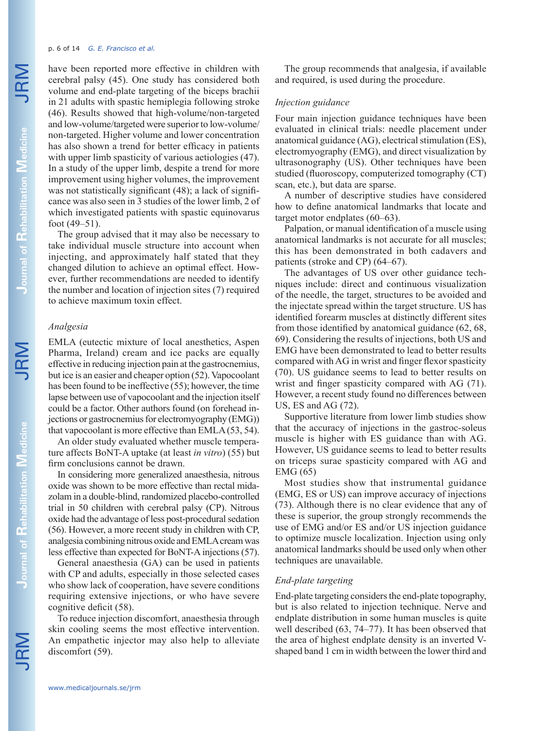have been reported more effective in children with cerebral palsy (45). One study has considered both volume and end-plate targeting of the biceps brachii in 21 adults with spastic hemiplegia following stroke (46). Results showed that high-volume/non-targeted and low-volume/targeted were superior to low-volume/non-targeted. Higher volume and lower concentration has also shown a trend for better efficacy in patients with upper limb spasticity of various aetiologies (47). In a study of the upper limb, despite a trend for more improvement using higher volumes, the improvement was not statistically significant (48); a lack of significance was also seen in 3 studies of the lower limb, 2 of which investigated patients with spastic equinovarus foot (49–51).

The group advised that it may also be necessary to take individual muscle structure into account when injecting, and approximately half stated that they changed dilution to achieve an optimal effect. However, further recommendations are needed to identify the number and location of injection sites (7) required to achieve maximum toxin effect.

### *Analgesia*

EMLA (eutectic mixture of local anesthetics, Aspen Pharma, Ireland) cream and ice packs are equally effective in reducing injection pain at the gastrocnemius, but ice is an easier and cheaper option (52). Vapocoolant has been found to be ineffective (55); however, the time lapse between use of vapocoolant and the injection itself could be a factor. Other authors found (on forehead injections or gastrocnemius for electromyography (EMG)) that vapocoolant is more effective than EMLA (53, 54).

An older study evaluated whether muscle temperature affects BoNT-A uptake (at least *in vitro*) (55) but firm conclusions cannot be drawn.

In considering more generalized anaesthesia, nitrous oxide was shown to be more effective than rectal midazolam in a double-blind, randomized placebo-controlled trial in 50 children with cerebral palsy (CP). Nitrous oxide had the advantage of less post-procedural sedation (56). However, a more recent study in children with CP, analgesia combining nitrous oxide and EMLA cream was less effective than expected for BoNT-A injections (57).

General anaesthesia (GA) can be used in patients with CP and adults, especially in those selected cases who show lack of cooperation, have severe conditions requiring extensive injections, or who have severe cognitive deficit (58).

To reduce injection discomfort, anaesthesia through skin cooling seems the most effective intervention. An empathetic injector may also help to alleviate discomfort (59).

The group recommends that analgesia, if available and required, is used during the procedure.

### *Injection guidance*

Four main injection guidance techniques have been evaluated in clinical trials: needle placement under anatomical guidance (AG), electrical stimulation (ES), electromyography (EMG), and direct visualization by ultrasonography (US). Other techniques have been studied (fluoroscopy, computerized tomography (CT) scan, etc.), but data are sparse.

A number of descriptive studies have considered how to define anatomical landmarks that locate and target motor endplates (60–63).

Palpation, or manual identification of a muscle using anatomical landmarks is not accurate for all muscles; this has been demonstrated in both cadavers and patients (stroke and CP) (64–67).

The advantages of US over other guidance techniques include: direct and continuous visualization of the needle, the target, structures to be avoided and the injectate spread within the target structure. US has identified forearm muscles at distinctly different sites from those identified by anatomical guidance (62, 68, 69). Considering the results of injections, both US and EMG have been demonstrated to lead to better results compared with AG in wrist and finger flexor spasticity (70). US guidance seems to lead to better results on wrist and finger spasticity compared with AG (71). However, a recent study found no differences between US, ES and AG (72).

Supportive literature from lower limb studies show that the accuracy of injections in the gastroc-soleus muscle is higher with ES guidance than with AG. However, US guidance seems to lead to better results on triceps surae spasticity compared with AG and EMG (65)

Most studies show that instrumental guidance (EMG, ES or US) can improve accuracy of injections (73). Although there is no clear evidence that any of these is superior, the group strongly recommends the use of EMG and/or ES and/or US injection guidance to optimize muscle localization. Injection using only anatomical landmarks should be used only when other techniques are unavailable.

### *End-plate targeting*

End-plate targeting considers the end-plate topography, but is also related to injection technique. Nerve and endplate distribution in some human muscles is quite well described (63, 74–77). It has been observed that the area of highest endplate density is an inverted V-shaped band 1 cm in width between the lower third and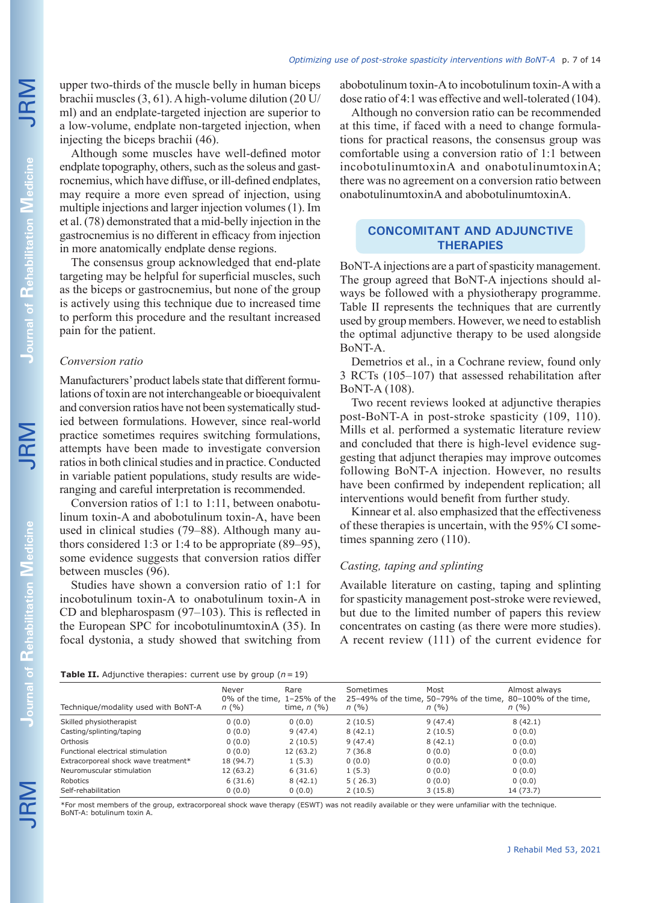upper two-thirds of the muscle belly in human biceps brachii muscles (3, 61). A high-volume dilution (20 U/ml) and an endplate-targeted injection are superior to a low-volume, endplate non-targeted injection, when injecting the biceps brachii (46).

Although some muscles have well-defined motor endplate topography, others, such as the soleus and gastrocnemius, which have diffuse, or ill-defined endplates, may require a more even spread of injection, using multiple injections and larger injection volumes (1). Im et al. (78) demonstrated that a mid-belly injection in the gastrocnemius is no different in efficacy from injection in more anatomically endplate dense regions.

The consensus group acknowledged that end-plate targeting may be helpful for superficial muscles, such as the biceps or gastrocnemius, but none of the group is actively using this technique due to increased time to perform this procedure and the resultant increased pain for the patient.

### *Conversion ratio*

Manufacturers' product labels state that different formulations of toxin are not interchangeable or bioequivalent and conversion ratios have not been systematically studied between formulations. However, since real-world practice sometimes requires switching formulations, attempts have been made to investigate conversion ratios in both clinical studies and in practice. Conducted in variable patient populations, study results are wide-ranging and careful interpretation is recommended.

Conversion ratios of 1:1 to 1:11, between onabotulinum toxin-A and abobotulinum toxin-A, have been used in clinical studies (79–88). Although many authors considered 1:3 or 1:4 to be appropriate (89–95), some evidence suggests that conversion ratios differ between muscles (96).

Studies have shown a conversion ratio of 1:1 for incobotulinum toxin-A to onabotulinum toxin-A in CD and blepharospasm (97–103). This is reflected in the European SPC for incobotulinumtoxinA (35). In focal dystonia, a study showed that switching from abobotulinum toxin-A to incobotulinum toxin-A with a dose ratio of 4:1 was effective and well-tolerated (104).

Although no conversion ratio can be recommended at this time, if faced with a need to change formulations for practical reasons, the consensus group was comfortable using a conversion ratio of 1:1 between incobotulinumtoxinA and onabotulinumtoxinA; there was no agreement on a conversion ratio between onabotulinumtoxinA and abobotulinumtoxinA.

## CONCOMITANT AND ADJUNCTIVE THERAPIES

BoNT-A injections are a part of spasticity management. The group agreed that BoNT-A injections should always be followed with a physiotherapy programme. Table II represents the techniques that are currently used by group members. However, we need to establish the optimal adjunctive therapy to be used alongside BoNT-A.

Demetrios et al., in a Cochrane review, found only 3 RCTs (105–107) that assessed rehabilitation after BoNT-A (108).

Two recent reviews looked at adjunctive therapies post-BoNT-A in post-stroke spasticity (109, 110). Mills et al. performed a systematic literature review and concluded that there is high-level evidence suggesting that adjunct therapies may improve outcomes following BoNT-A injection. However, no results have been confirmed by independent replication; all interventions would benefit from further study.

Kinnear et al. also emphasized that the effectiveness of these therapies is uncertain, with the 95% CI sometimes spanning zero (110).

### *Casting, taping and splinting*

Available literature on casting, taping and splinting for spasticity management post-stroke were reviewed, but due to the limited number of papers this review concentrates on casting (as there were more studies). A recent review (111) of the current evidence for

**Table II.** Adjunctive therapies: current use by group ($n = 19$)

| Technique/modality used with BoNT-A | Never 0% of the time, n (%) | Rare 1–25% of the time, n (%) | Sometimes 25–49% of the time, n (%) | Most 50–79% of the time, n (%) | Almost always 80–100% of the time, n (%) |
|---|---|---|---|---|---|
| Skilled physiotherapist | 0 (0.0) | 0 (0.0) | 2 (10.5) | 9 (47.4) | 8 (42.1) |
| Casting/splinting/taping | 0 (0.0) | 9 (47.4) | 8 (42.1) | 2 (10.5) | 0 (0.0) |
| Orthosis | 0 (0.0) | 2 (10.5) | 9 (47.4) | 8 (42.1) | 0 (0.0) |
| Functional electrical stimulation | 0 (0.0) | 12 (63.2) | 7 (36.8 | 0 (0.0) | 0 (0.0) |
| Extracorporeal shock wave treatment* | 18 (94.7) | 1 (5.3) | 0 (0.0) | 0 (0.0) | 0 (0.0) |
| Neuromuscular stimulation | 12 (63.2) | 6 (31.6) | 1 (5.3) | 0 (0.0) | 0 (0.0) |
| Robotics | 6 (31.6) | 8 (42.1) | 5 ( 26.3) | 0 (0.0) | 0 (0.0) |
| Self-rehabilitation | 0 (0.0) | 0 (0.0) | 2 (10.5) | 3 (15.8) | 14 (73.7) |

*For most members of the group, extracorporeal shock wave therapy (ESWT) was not readily available or they were unfamiliar with the technique.
BoNT-A: botulinum toxin A.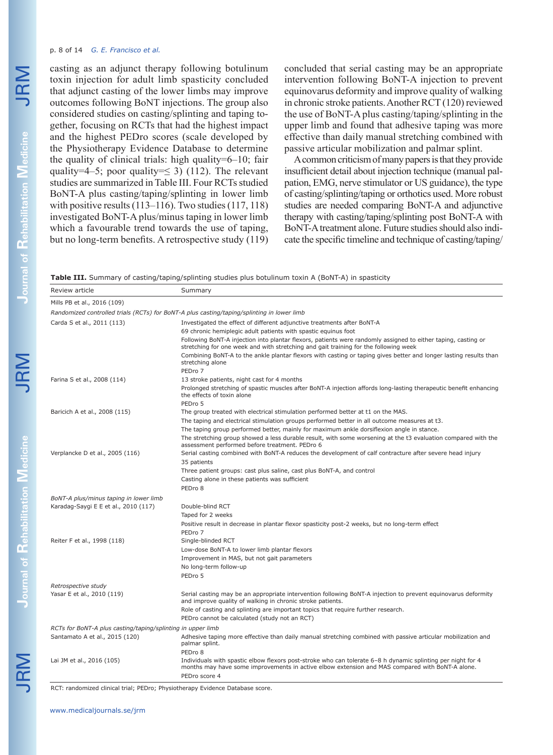casting as an adjunct therapy following botulinum toxin injection for adult limb spasticity concluded that adjunct casting of the lower limbs may improve outcomes following BoNT injections. The group also considered studies on casting/splinting and taping together, focusing on RCTs that had the highest impact and the highest PEDro scores (scale developed by the Physiotherapy Evidence Database to determine the quality of clinical trials: high quality=6–10; fair quality=4–5; poor quality=≤ 3) (112). The relevant studies are summarized in Table III. Four RCTs studied BoNT-A plus casting/taping/splinting in lower limb with positive results (113–116). Two studies (117, 118) investigated BoNT-A plus/minus taping in lower limb which a favourable trend towards the use of taping, but no long-term benefits. A retrospective study (119) concluded that serial casting may be an appropriate intervention following BoNT-A injection to prevent equinovarus deformity and improve quality of walking in chronic stroke patients. Another RCT (120) reviewed the use of BoNT-A plus casting/taping/splinting in the upper limb and found that adhesive taping was more effective than daily manual stretching combined with passive articular mobilization and palmar splint.

A common criticism of many papers is that they provide insufficient detail about injection technique (manual palpation, EMG, nerve stimulator or US guidance), the type of casting/splinting/taping or orthotics used. More robust studies are needed comparing BoNT-A and adjunctive therapy with casting/taping/splinting post BoNT-A with BoNT-A treatment alone. Future studies should also indicate the specific timeline and technique of casting/taping/

**Table III.** Summary of casting/taping/splinting studies plus botulinum toxin A (BoNT-A) in spasticity

| Review article | Summary |
|---|---|
| Mills PB et al., 2016 (109) | |
| *Randomized controlled trials (RCTs) for BoNT-A plus casting/taping/splinting in lower limb* | |
| Carda S et al., 2011 (113) | Investigated the effect of different adjunctive treatments after BoNT-A<br>69 chronic hemiplegic adult patients with spastic equinus foot<br>Following BoNT-A injection into plantar flexors, patients were randomly assigned to either taping, casting or stretching for one week and with stretching and gait training for the following week<br>Combining BoNT-A to the ankle plantar flexors with casting or taping gives better and longer lasting results than stretching alone<br>PEDro 7 |
| Farina S et al., 2008 (114) | 13 stroke patients, night cast for 4 months<br>Prolonged stretching of spastic muscles after BoNT-A injection affords long-lasting therapeutic benefit enhancing the effects of toxin alone<br>PEDro 5 |
| Baricich A et al., 2008 (115) | The group treated with electrical stimulation performed better at t1 on the MAS.<br>The taping and electrical stimulation groups performed better in all outcome measures at t3.<br>The taping group performed better, mainly for maximum ankle dorsiflexion angle in stance.<br>The stretching group showed a less durable result, with some worsening at the t3 evaluation compared with the assessment performed before treatment. PEDro 6 |
| Verplancke D et al., 2005 (116) | Serial casting combined with BoNT-A reduces the development of calf contracture after severe head injury<br>35 patients<br>Three patient groups: cast plus saline, cast plus BoNT-A, and control<br>Casting alone in these patients was sufficient<br>PEDro 8 |
| *BoNT-A plus/minus taping in lower limb* | |
| Karadag-Saygi E E et al., 2010 (117) | Double-blind RCT<br>Taped for 2 weeks<br>Positive result in decrease in plantar flexor spasticity post-2 weeks, but no long-term effect<br>PEDro 7 |
| Reiter F et al., 1998 (118) | Single-blinded RCT<br>Low-dose BoNT-A to lower limb plantar flexors<br>Improvement in MAS, but not gait parameters<br>No long-term follow-up<br>PEDro 5 |
| *Retrospective study* | |
| Yasar E et al., 2010 (119) | Serial casting may be an appropriate intervention following BoNT-A injection to prevent equinovarus deformity and improve quality of walking in chronic stroke patients.<br>Role of casting and splinting are important topics that require further research.<br>PEDro cannot be calculated (study not an RCT) |
| *RCTs for BoNT-A plus casting/taping/splinting in upper limb* | |
| Santamato A et al., 2015 (120) | Adhesive taping more effective than daily manual stretching combined with passive articular mobilization and palmar splint.<br>PEDro 8 |
| Lai JM et al., 2016 (105) | Individuals with spastic elbow flexors post-stroke who can tolerate 6–8 h dynamic splinting per night for 4 months may have some improvements in active elbow extension and MAS compared with BoNT-A alone.<br>PEDro score 4 |

RCT: randomized clinical trial; PEDro; Physiotherapy Evidence Database score.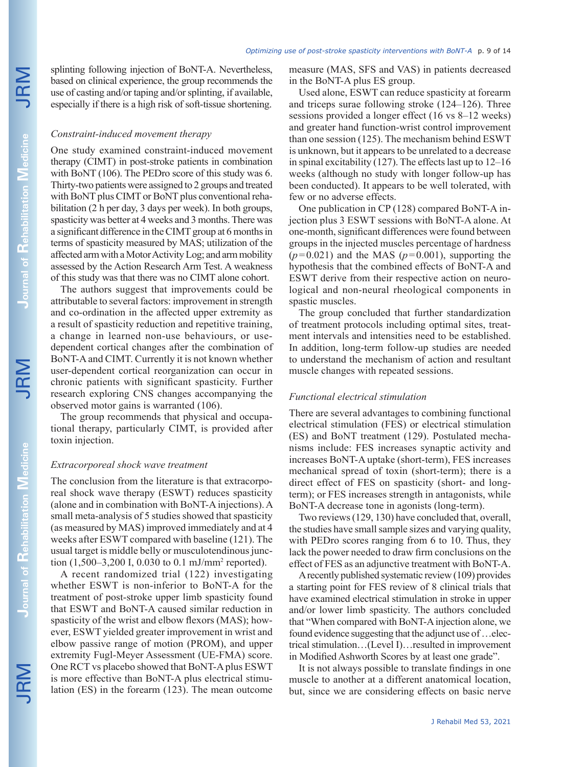splinting following injection of BoNT-A. Nevertheless, based on clinical experience, the group recommends the use of casting and/or taping and/or splinting, if available, especially if there is a high risk of soft-tissue shortening.

### *Constraint-induced movement therapy*

One study examined constraint-induced movement therapy (CIMT) in post-stroke patients in combination with BoNT (106). The PEDro score of this study was 6. Thirty-two patients were assigned to 2 groups and treated with BoNT plus CIMT or BoNT plus conventional rehabilitation (2 h per day, 3 days per week). In both groups, spasticity was better at 4 weeks and 3 months. There was a significant difference in the CIMT group at 6 months in terms of spasticity measured by MAS; utilization of the affected arm with a Motor Activity Log; and arm mobility assessed by the Action Research Arm Test. A weakness of this study was that there was no CIMT alone cohort.

The authors suggest that improvements could be attributable to several factors: improvement in strength and co-ordination in the affected upper extremity as a result of spasticity reduction and repetitive training, a change in learned non-use behaviours, or use-dependent cortical changes after the combination of BoNT-A and CIMT. Currently it is not known whether user-dependent cortical reorganization can occur in chronic patients with significant spasticity. Further research exploring CNS changes accompanying the observed motor gains is warranted (106).

The group recommends that physical and occupational therapy, particularly CIMT, is provided after toxin injection.

### *Extracorporeal shock wave treatment*

The conclusion from the literature is that extracorporeal shock wave therapy (ESWT) reduces spasticity (alone and in combination with BoNT-A injections). A small meta-analysis of 5 studies showed that spasticity (as measured by MAS) improved immediately and at 4 weeks after ESWT compared with baseline (121). The usual target is middle belly or musculotendinous junction (1,500–3,200 I, 0.030 to 0.1 mJ/mm$^2$ reported).

A recent randomized trial (122) investigating whether ESWT is non-inferior to BoNT-A for the treatment of post-stroke upper limb spasticity found that ESWT and BoNT-A caused similar reduction in spasticity of the wrist and elbow flexors (MAS); however, ESWT yielded greater improvement in wrist and elbow passive range of motion (PROM), and upper extremity Fugl-Meyer Assessment (UE-FMA) score. One RCT vs placebo showed that BoNT-A plus ESWT is more effective than BoNT-A plus electrical stimulation (ES) in the forearm (123). The mean outcome measure (MAS, SFS and VAS) in patients decreased in the BoNT-A plus ES group.

Used alone, ESWT can reduce spasticity at forearm and triceps surae following stroke (124–126). Three sessions provided a longer effect (16 vs 8–12 weeks) and greater hand function-wrist control improvement than one session (125). The mechanism behind ESWT is unknown, but it appears to be unrelated to a decrease in spinal excitability (127). The effects last up to 12–16 weeks (although no study with longer follow-up has been conducted). It appears to be well tolerated, with few or no adverse effects.

One publication in CP (128) compared BoNT-A injection plus 3 ESWT sessions with BoNT-A alone. At one-month, significant differences were found between groups in the injected muscles percentage of hardness ($p=0.021$) and the MAS ($p=0.001$), supporting the hypothesis that the combined effects of BoNT-A and ESWT derive from their respective action on neurological and non-neural rheological components in spastic muscles.

The group concluded that further standardization of treatment protocols including optimal sites, treatment intervals and intensities need to be established. In addition, long-term follow-up studies are needed to understand the mechanism of action and resultant muscle changes with repeated sessions.

### *Functional electrical stimulation*

There are several advantages to combining functional electrical stimulation (FES) or electrical stimulation (ES) and BoNT treatment (129). Postulated mechanisms include: FES increases synaptic activity and increases BoNT-A uptake (short-term), FES increases mechanical spread of toxin (short-term); there is a direct effect of FES on spasticity (short- and long-term); or FES increases strength in antagonists, while BoNT-A decrease tone in agonists (long-term).

Two reviews (129, 130) have concluded that, overall, the studies have small sample sizes and varying quality, with PEDro scores ranging from 6 to 10. Thus, they lack the power needed to draw firm conclusions on the effect of FES as an adjunctive treatment with BoNT-A.

A recently published systematic review (109) provides a starting point for FES review of 8 clinical trials that have examined electrical stimulation in stroke in upper and/or lower limb spasticity. The authors concluded that "When compared with BoNT-A injection alone, we found evidence suggesting that the adjunct use of …electrical stimulation…(Level I)…resulted in improvement in Modified Ashworth Scores by at least one grade".

It is not always possible to translate findings in one muscle to another at a different anatomical location, but, since we are considering effects on basic nerve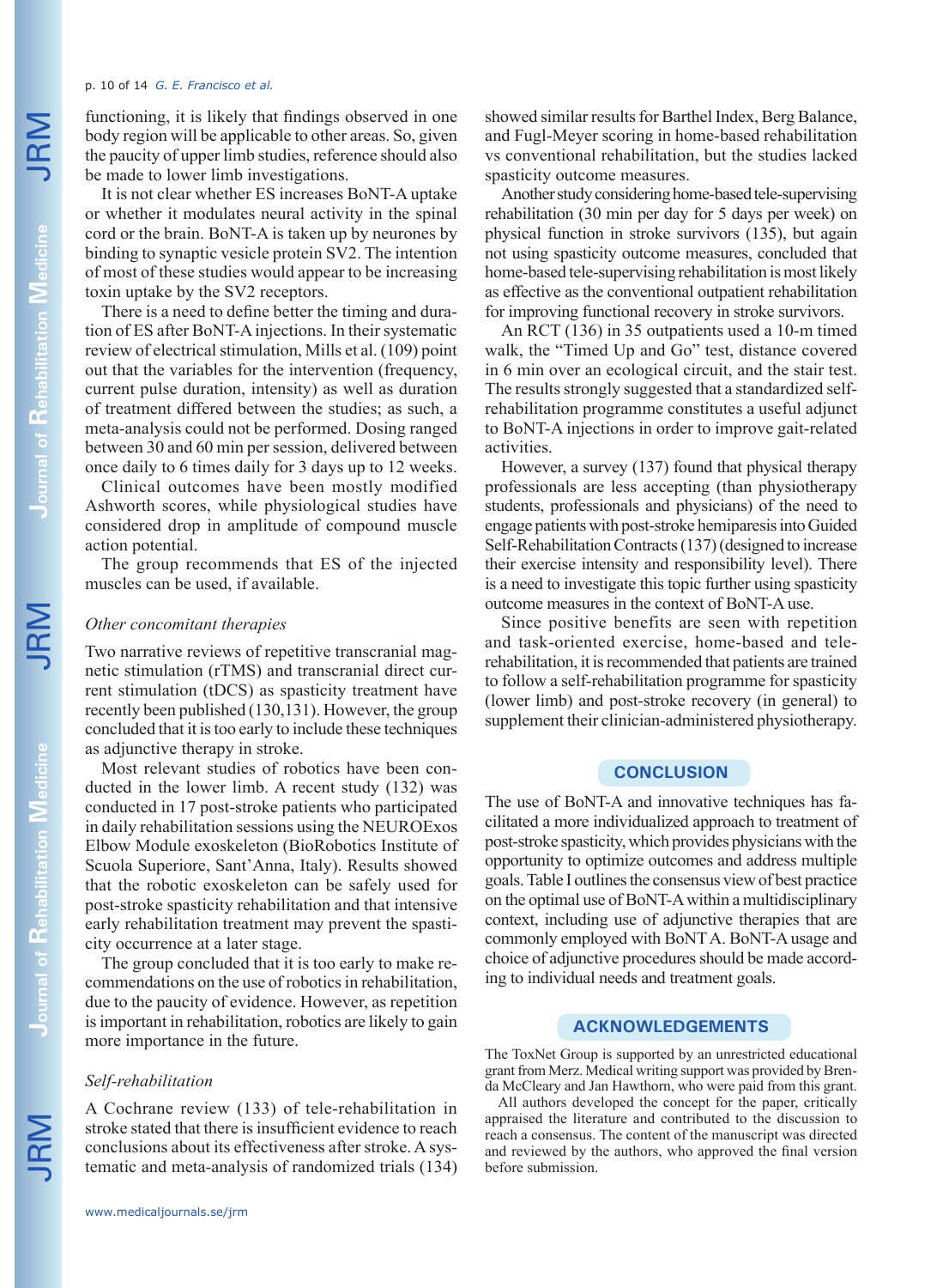functioning, it is likely that findings observed in one body region will be applicable to other areas. So, given the paucity of upper limb studies, reference should also be made to lower limb investigations.

It is not clear whether ES increases BoNT-A uptake or whether it modulates neural activity in the spinal cord or the brain. BoNT-A is taken up by neurones by binding to synaptic vesicle protein SV2. The intention of most of these studies would appear to be increasing toxin uptake by the SV2 receptors.

There is a need to define better the timing and duration of ES after BoNT-A injections. In their systematic review of electrical stimulation, Mills et al. (109) point out that the variables for the intervention (frequency, current pulse duration, intensity) as well as duration of treatment differed between the studies; as such, a meta-analysis could not be performed. Dosing ranged between 30 and 60 min per session, delivered between once daily to 6 times daily for 3 days up to 12 weeks.

Clinical outcomes have been mostly modified Ashworth scores, while physiological studies have considered drop in amplitude of compound muscle action potential.

The group recommends that ES of the injected muscles can be used, if available.

### *Other concomitant therapies*

Two narrative reviews of repetitive transcranial magnetic stimulation (rTMS) and transcranial direct current stimulation (tDCS) as spasticity treatment have recently been published (130,131). However, the group concluded that it is too early to include these techniques as adjunctive therapy in stroke.

Most relevant studies of robotics have been conducted in the lower limb. A recent study (132) was conducted in 17 post-stroke patients who participated in daily rehabilitation sessions using the NEUROExos Elbow Module exoskeleton (BioRobotics Institute of Scuola Superiore, Sant'Anna, Italy). Results showed that the robotic exoskeleton can be safely used for post-stroke spasticity rehabilitation and that intensive early rehabilitation treatment may prevent the spasticity occurrence at a later stage.

The group concluded that it is too early to make recommendations on the use of robotics in rehabilitation, due to the paucity of evidence. However, as repetition is important in rehabilitation, robotics are likely to gain more importance in the future.

### *Self-rehabilitation*

A Cochrane review (133) of tele-rehabilitation in stroke stated that there is insufficient evidence to reach conclusions about its effectiveness after stroke. A systematic and meta-analysis of randomized trials (134) showed similar results for Barthel Index, Berg Balance, and Fugl-Meyer scoring in home-based rehabilitation vs conventional rehabilitation, but the studies lacked spasticity outcome measures.

Another study considering home-based tele-supervising rehabilitation (30 min per day for 5 days per week) on physical function in stroke survivors (135), but again not using spasticity outcome measures, concluded that home-based tele-supervising rehabilitation is most likely as effective as the conventional outpatient rehabilitation for improving functional recovery in stroke survivors.

An RCT (136) in 35 outpatients used a 10-m timed walk, the "Timed Up and Go" test, distance covered in 6 min over an ecological circuit, and the stair test. The results strongly suggested that a standardized self-rehabilitation programme constitutes a useful adjunct to BoNT-A injections in order to improve gait-related activities.

However, a survey (137) found that physical therapy professionals are less accepting (than physiotherapy students, professionals and physicians) of the need to engage patients with post-stroke hemiparesis into Guided Self-Rehabilitation Contracts (137) (designed to increase their exercise intensity and responsibility level). There is a need to investigate this topic further using spasticity outcome measures in the context of BoNT-A use.

Since positive benefits are seen with repetition and task-oriented exercise, home-based and tele-rehabilitation, it is recommended that patients are trained to follow a self-rehabilitation programme for spasticity (lower limb) and post-stroke recovery (in general) to supplement their clinician-administered physiotherapy.

## CONCLUSION

The use of BoNT-A and innovative techniques has facilitated a more individualized approach to treatment of post-stroke spasticity, which provides physicians with the opportunity to optimize outcomes and address multiple goals. Table I outlines the consensus view of best practice on the optimal use of BoNT-A within a multidisciplinary context, including use of adjunctive therapies that are commonly employed with BoNT A. BoNT-A usage and choice of adjunctive procedures should be made according to individual needs and treatment goals.

## ACKNOWLEDGEMENTS

The ToxNet Group is supported by an unrestricted educational grant from Merz. Medical writing support was provided by Brenda McCleary and Jan Hawthorn, who were paid from this grant.

All authors developed the concept for the paper, critically appraised the literature and contributed to the discussion to reach a consensus. The content of the manuscript was directed and reviewed by the authors, who approved the final version before submission.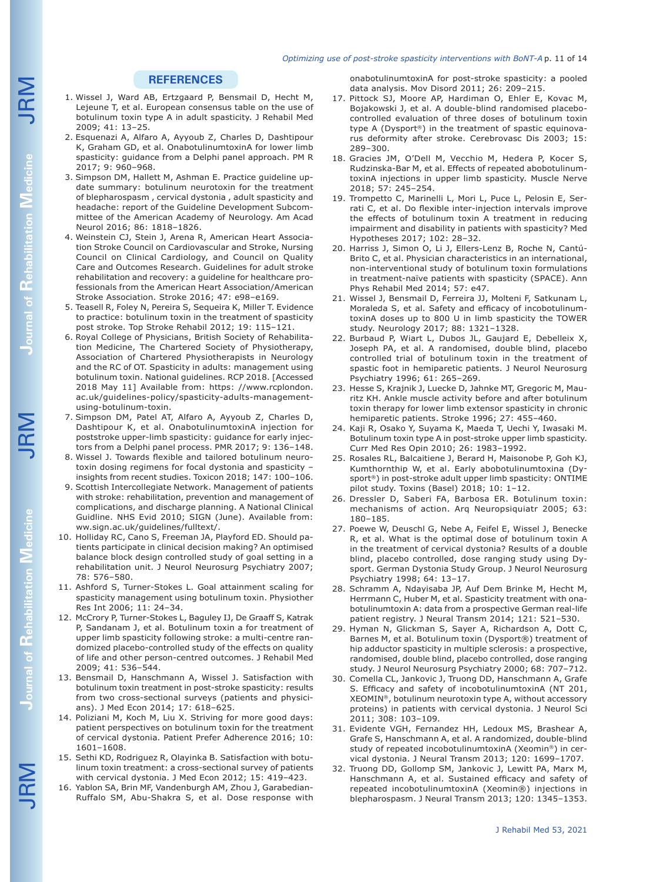## REFERENCES

1. Wissel J, Ward AB, Ertzgaard P, Bensmail D, Hecht M, Lejeune T, et al. European consensus table on the use of botulinum toxin type A in adult spasticity. J Rehabil Med 2009; 41: 13–25.
2. Esquenazi A, Alfaro A, Ayyoub Z, Charles D, Dashtipour K, Graham GD, et al. OnabotulinumtoxinA for lower limb spasticity: guidance from a Delphi panel approach. PM R 2017; 9: 960–968.
3. Simpson DM, Hallett M, Ashman E. Practice guideline update summary: botulinum neurotoxin for the treatment of blepharospasm , cervical dystonia , adult spasticity and headache: report of the Guideline Development Subcommittee of the American Academy of Neurology. Am Acad Neurol 2016; 86: 1818–1826.
4. Weinstein CJ, Stein J, Arena R, American Heart Association Stroke Council on Cardiovascular and Stroke, Nursing Council on Clinical Cardiology, and Council on Quality Care and Outcomes Research. Guidelines for adult stroke rehabilitation and recovery: a guideline for healthcare professionals from the American Heart Association/American Stroke Association. Stroke 2016; 47: e98–e169.
5. Teasell R, Foley N, Pereira S, Sequeira K, Miller T. Evidence to practice: botulinum toxin in the treatment of spasticity post stroke. Top Stroke Rehabil 2012; 19: 115–121.
6. Royal College of Physicians, British Society of Rehabilitation Medicine, The Chartered Society of Physiotherapy, Association of Chartered Physiotherapists in Neurology and the RC of OT. Spasticity in adults: management using botulinum toxin. National guidelines. RCP 2018. [Accessed 2018 May 11] Available from: https: //www.rcplondon.ac.uk/guidelines-policy/spasticity-adults-management-using-botulinum-toxin.
7. Simpson DM, Patel AT, Alfaro A, Ayyoub Z, Charles D, Dashtipour K, et al. OnabotulinumtoxinA injection for poststroke upper-limb spasticity: guidance for early injectors from a Delphi panel process. PMR 2017; 9: 136–148.
8. Wissel J. Towards flexible and tailored botulinum neurotoxin dosing regimens for focal dystonia and spasticity – insights from recent studies. Toxicon 2018; 147: 100–106.
9. Scottish Intercollegiate Network. Management of patients with stroke: rehabilitation, prevention and management of complications, and discharge planning. A National Clinical Guidline. NHS Evid 2010; SIGN (June). Available from: ww.sign.ac.uk/guidelines/fulltext/.
10. Holliday RC, Cano S, Freeman JA, Playford ED. Should patients participate in clinical decision making? An optimised balance block design controlled study of goal setting in a rehabilitation unit. J Neurol Neurosurg Psychiatry 2007; 78: 576–580.
11. Ashford S, Turner-Stokes L. Goal attainment scaling for spasticity management using botulinum toxin. Physiother Res Int 2006; 11: 24–34.
12. McCrory P, Turner-Stokes L, Baguley IJ, De Graaff S, Katrak P, Sandanam J, et al. Botulinum toxin a for treatment of upper limb spasticity following stroke: a multi-centre randomized placebo-controlled study of the effects on quality of life and other person-centred outcomes. J Rehabil Med 2009; 41: 536–544.
13. Bensmail D, Hanschmann A, Wissel J. Satisfaction with botulinum toxin treatment in post-stroke spasticity: results from two cross-sectional surveys (patients and physicians). J Med Econ 2014; 17: 618–625.
14. Poliziani M, Koch M, Liu X. Striving for more good days: patient perspectives on botulinum toxin for the treatment of cervical dystonia. Patient Prefer Adherence 2016; 10: 1601–1608.
15. Sethi KD, Rodriguez R, Olayinka B. Satisfaction with botulinum toxin treatment: a cross-sectional survey of patients with cervical dystonia. J Med Econ 2012; 15: 419–423.
16. Yablon SA, Brin MF, Vandenburgh AM, Zhou J, Garabedian-Ruffalo SM, Abu-Shakra S, et al. Dose response with onabotulinumtoxinA for post-stroke spasticity: a pooled data analysis. Mov Disord 2011; 26: 209–215.
17. Pittock SJ, Moore AP, Hardiman O, Ehler E, Kovac M, Bojakowski J, et al. A double-blind randomised placebo-controlled evaluation of three doses of botulinum toxin type A (Dysport®) in the treatment of spastic equinovarus deformity after stroke. Cerebrovasc Dis 2003; 15: 289–300.
18. Gracies JM, O'Dell M, Vecchio M, Hedera P, Kocer S, Rudzinska-Bar M, et al. Effects of repeated abobotulinumtoxinA injections in upper limb spasticity. Muscle Nerve 2018; 57: 245–254.
19. Trompetto C, Marinelli L, Mori L, Puce L, Pelosin E, Serrati C, et al. Do flexible inter-injection intervals improve the effects of botulinum toxin A treatment in reducing impairment and disability in patients with spasticity? Med Hypotheses 2017; 102: 28–32.
20. Harriss J, Simon O, Li J, Ellers-Lenz B, Roche N, Cantú-Brito C, et al. Physician characteristics in an international, non-interventional study of botulinum toxin formulations in treatment-naïve patients with spasticity (SPACE). Ann Phys Rehabil Med 2014; 57: e47.
21. Wissel J, Bensmail D, Ferreira JJ, Molteni F, Satkunam L, Moraleda S, et al. Safety and efficacy of incobotulinumtoxinA doses up to 800 U in limb spasticity the TOWER study. Neurology 2017; 88: 1321–1328.
22. Burbaud P, Wiart L, Dubos JL, Gaujard E, Debelleix X, Joseph PA, et al. A randomised, double blind, placebo controlled trial of botulinum toxin in the treatment of spastic foot in hemiparetic patients. J Neurol Neurosurg Psychiatry 1996; 61: 265–269.
23. Hesse S, Krajnik J, Luecke D, Jahnke MT, Gregoric M, Mauritz KH. Ankle muscle activity before and after botulinum toxin therapy for lower limb extensor spasticity in chronic hemiparetic patients. Stroke 1996; 27: 455–460.
24. Kaji R, Osako Y, Suyama K, Maeda T, Uechi Y, Iwasaki M. Botulinum toxin type A in post-stroke upper limb spasticity. Curr Med Res Opin 2010; 26: 1983–1992.
25. Rosales RL, Balcaitiene J, Berard H, Maisonobe P, Goh KJ, Kumthornthip W, et al. Early abobotulinumtoxina (Dysport®) in post-stroke adult upper limb spasticity: ONTIME pilot study. Toxins (Basel) 2018; 10: 1–12.
26. Dressler D, Saberi FA, Barbosa ER. Botulinum toxin: mechanisms of action. Arq Neuropsiquiatr 2005; 63: 180–185.
27. Poewe W, Deuschl G, Nebe A, Feifel E, Wissel J, Benecke R, et al. What is the optimal dose of botulinum toxin A in the treatment of cervical dystonia? Results of a double blind, placebo controlled, dose ranging study using Dysport. German Dystonia Study Group. J Neurol Neurosurg Psychiatry 1998; 64: 13–17.
28. Schramm A, Ndayisaba JP, Auf Dem Brinke M, Hecht M, Herrmann C, Huber M, et al. Spasticity treatment with onabotulinumtoxin A: data from a prospective German real-life patient registry. J Neural Transm 2014; 121: 521–530.
29. Hyman N, Glickman S, Sayer A, Richardson A, Dott C, Barnes M, et al. Botulinum toxin (Dysport®) treatment of hip adductor spasticity in multiple sclerosis: a prospective, randomised, double blind, placebo controlled, dose ranging study. J Neurol Neurosurg Psychiatry 2000; 68: 707–712.
30. Comella CL, Jankovic J, Truong DD, Hanschmann A, Grafe S. Efficacy and safety of incobotulinumtoxinA (NT 201, XEOMIN®, botulinum neurotoxin type A, without accessory proteins) in patients with cervical dystonia. J Neurol Sci 2011; 308: 103–109.
31. Evidente VGH, Fernandez HH, Ledoux MS, Brashear A, Grafe S, Hanschmann A, et al. A randomized, double-blind study of repeated incobotulinumtoxinA (Xeomin®) in cervical dystonia. J Neural Transm 2013; 120: 1699–1707.
32. Truong DD, Gollomp SM, Jankovic J, Lewitt PA, Marx M, Hanschmann A, et al. Sustained efficacy and safety of repeated incobotulinumtoxinA (Xeomin®) injections in blepharospasm. J Neural Transm 2013; 120: 1345–1353.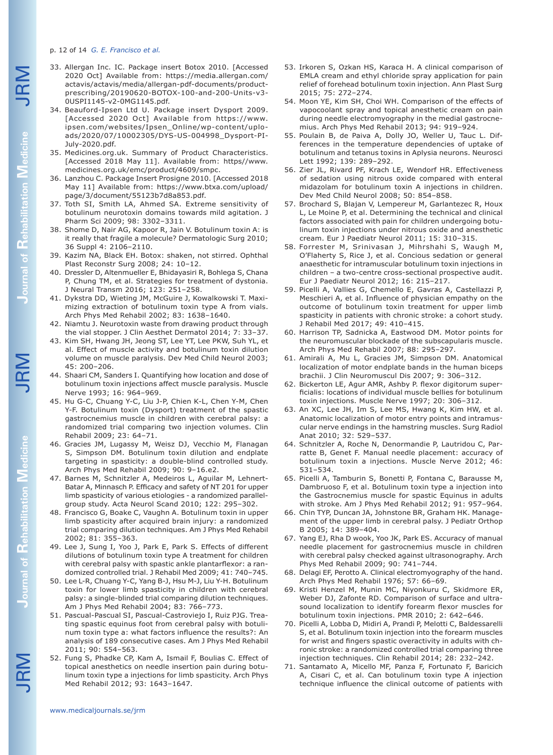33. Allergan Inc. IC. Package insert Botox 2010. [Accessed 2020 Oct] Available from: https://media.allergan.com/actavis/actavis/media/allergan-pdf-documents/product-prescribing/20190620-BOTOX-100-and-200-Units-v3-0USPI1145-v2-0MG1145.pdf.
34. Beauford-Ipsen Ltd U. Package insert Dysport 2009. [Accessed 2020 Oct] Available from https://www.ipsen.com/websites/Ipsen_Online/wp-content/uploads/2020/07/10002305/DYS-US-004998_Dysport-PI-July-2020.pdf.
35. Medicines.org.uk. Summary of Product Characteristics. [Accessed 2018 May 11]. Available from: https//www.medicines.org.uk/emc/product/4609/smpc.
36. Lanzhou C. Package Insert Prosigne 2010. [Accessed 2018 May 11] Available from: https://www.btxa.com/upload/page/3/document/55123b7d8a853.pdf.
37. Toth SI, Smith LA, Ahmed SA. Extreme sensitivity of botulinum neurotoxin domains towards mild agitation. J Pharm Sci 2009; 98: 3302–3311.
38. Shome D, Nair AG, Kapoor R, Jain V. Botulinum toxin A: is it really that fragile a molecule? Dermatologic Surg 2010; 36 Suppl 4: 2106–2110.
39. Kazim NA, Black EH. Botox: shaken, not stirred. Ophthal Plast Reconstr Surg 2008; 24: 10–12.
40. Dressler D, Altenmueller E, Bhidayasiri R, Bohlega S, Chana P, Chung TM, et al. Strategies for treatment of dystonia. J Neural Transm 2016; 123: 251–258.
41. Dykstra DD, Wieting JM, McGuire J, Kowalkowski T. Maximizing extraction of botulinum toxin type A from vials. Arch Phys Med Rehabil 2002; 83: 1638–1640.
42. Niamtu J. Neurotoxin waste from drawing product through the vial stopper. J Clin Aesthet Dermatol 2014; 7: 33–37.
43. Kim SH, Hwang JH, Jeong ST, Lee YT, Lee PKW, Suh YL, et al. Effect of muscle activity and botulinum toxin dilution volume on muscle paralysis. Dev Med Child Neurol 2003; 45: 200–206.
44. Shaari CM, Sanders I. Quantifying how location and dose of botulinum toxin injections affect muscle paralysis. Muscle Nerve 1993; 16: 964–969.
45. Hu G-C, Chuang Y-C, Liu J-P, Chien K-L, Chen Y-M, Chen Y-F. Botulinum toxin (Dysport) treatment of the spastic gastrocnemius muscle in children with cerebral palsy: a randomized trial comparing two injection volumes. Clin Rehabil 2009; 23: 64–71.
46. Gracies JM, Lugassy M, Weisz DJ, Vecchio M, Flanagan S, Simpson DM. Botulinum toxin dilution and endplate targeting in spasticity: a double-blind controlled study. Arch Phys Med Rehabil 2009; 90: 9–16.e2.
47. Barnes M, Schnitzler A, Medeiros L, Aguilar M, Lehnert-Batar A, Minnasch P. Efficacy and safety of NT 201 for upper limb spasticity of various etiologies - a randomized parallel-group study. Acta Neurol Scand 2010; 122: 295–302.
48. Francisco G, Boake C, Vaughn A. Botulinum toxin in upper limb spasticity after acquired brain injury: a randomized trial comparing dilution techniques. Am J Phys Med Rehabil 2002; 81: 355–363.
49. Lee J, Sung I, Yoo J, Park E, Park S. Effects of different dilutions of botulinum toxin type A treatment for children with cerebral palsy with spastic ankle plantarflexor: a randomized controlled trial. J Rehabil Med 2009; 41: 740–745.
50. Lee L-R, Chuang Y-C, Yang B-J, Hsu M-J, Liu Y-H. Botulinum toxin for lower limb spasticity in children with cerebral palsy: a single-blinded trial comparing dilution techniques. Am J Phys Med Rehabil 2004; 83: 766–773.
51. Pascual-Pascual SI, Pascual-Castroviejo I, Ruiz PJG. Treating spastic equinus foot from cerebral palsy with botulinum toxin type a: what factors influence the results?: An analysis of 189 consecutive cases. Am J Phys Med Rehabil 2011; 90: 554–563.
52. Fung S, Phadke CP, Kam A, Ismail F, Boulias C. Effect of topical anesthetics on needle insertion pain during botulinum toxin type a injections for limb spasticity. Arch Phys Med Rehabil 2012; 93: 1643–1647.
53. Irkoren S, Ozkan HS, Karaca H. A clinical comparison of EMLA cream and ethyl chloride spray application for pain relief of forehead botulinum toxin injection. Ann Plast Surg 2015; 75: 272–274.
54. Moon YE, Kim SH, Choi WH. Comparison of the effects of vapocoolant spray and topical anesthetic cream on pain during needle electromyography in the medial gastrocnemius. Arch Phys Med Rehabil 2013; 94: 919–924.
55. Poulain B, de Paiva A, Dolly JO, Weller U, Tauc L. Differences in the temperature dependencies of uptake of botulinum and tetanus toxins in Aplysia neurons. Neurosci Lett 1992; 139: 289–292.
56. Zier JL, Rivard PF, Krach LE, Wendorf HR. Effectiveness of sedation using nitrous oxide compared with enteral midazolam for botulinum toxin A injections in children. Dev Med Child Neurol 2008; 50: 854–858.
57. Brochard S, Blajan V, Lempereur M, Garlantezec R, Houx L, Le Moine P, et al. Determining the technical and clinical factors associated with pain for children undergoing botulinum toxin injections under nitrous oxide and anesthetic cream. Eur J Paediatr Neurol 2011; 15: 310–315.
58. Forrester M, Srinivasan J, Mihrshahi S, Waugh M, O'Flaherty S, Rice J, et al. Concious sedation or general anaesthetic for intramuscular botulinum toxin injections in children – a two-centre cross-sectional prospective audit. Eur J Paediatr Neurol 2012; 16: 215–217.
59. Picelli A, Vallies G, Chemello E, Gavras A, Castellazzi P, Meschieri A, et al. Influence of physician empathy on the outcome of botulinum toxin treatment for upper limb spasticity in patients with chronic stroke: a cohort study. J Rehabil Med 2017; 49: 410–415.
60. Harrison TP, Sadnicka A, Eastwood DM. Motor points for the neuromuscular blockade of the subscapularis muscle. Arch Phys Med Rehabil 2007; 88: 295–297.
61. Amirali A, Mu L, Gracies JM, Simpson DM. Anatomical localization of motor endplate bands in the human biceps brachii. J Clin Neuromuscul Dis 2007; 9: 306–312.
62. Bickerton LE, Agur AMR, Ashby P. flexor digitorum superficialis: locations of individual muscle bellies for botulinum toxin injections. Muscle Nerve 1997; 20: 306–312.
63. An XC, Lee JH, Im S, Lee MS, Hwang K, Kim HW, et al. Anatomic localization of motor entry points and intramuscular nerve endings in the hamstring muscles. Surg Radiol Anat 2010; 32: 529–537.
64. Schnitzler A, Roche N, Denormandie P, Lautridou C, Parratte B, Genet F. Manual needle placement: accuracy of botulinum toxin a injections. Muscle Nerve 2012; 46: 531–534.
65. Picelli A, Tamburin S, Bonetti P, Fontana C, Barausse M, Dambruoso F, et al. Botulinum toxin type a injection into the Gastrocnemius muscle for spastic Equinus in adults with stroke. Am J Phys Med Rehabil 2012; 91: 957–964.
66. Chin TYP, Duncan JA, Johnstone BR, Graham HK. Management of the upper limb in cerebral palsy. J Pediatr Orthop B 2005; 14: 389–404.
67. Yang EJ, Rha D wook, Yoo JK, Park ES. Accuracy of manual needle placement for gastrocnemius muscle in children with cerebral palsy checked against ultrasonography. Arch Phys Med Rehabil 2009; 90: 741–744.
68. Delagi EF, Perotto A. Clinical electromyography of the hand. Arch Phys Med Rehabil 1976; 57: 66–69.
69. Kristi Henzel M, Munin MC, Niyonkuru C, Skidmore ER, Weber DJ, Zafonte RD. Comparison of surface and ultrasound localization to identify forearm flexor muscles for botulinum toxin injections. PMR 2010; 2: 642–646.
70. Picelli A, Lobba D, Midiri A, Prandi P, Melotti C, Baldessarelli S, et al. Botulinum toxin injection into the forearm muscles for wrist and fingers spastic overactivity in adults with chronic stroke: a randomized controlled trial comparing three injection techniques. Clin Rehabil 2014; 28: 232–242.
71. Santamato A, Micello MF, Panza F, Fortunato F, Baricich A, Cisari C, et al. Can botulinum toxin type A injection technique influence the clinical outcome of patients with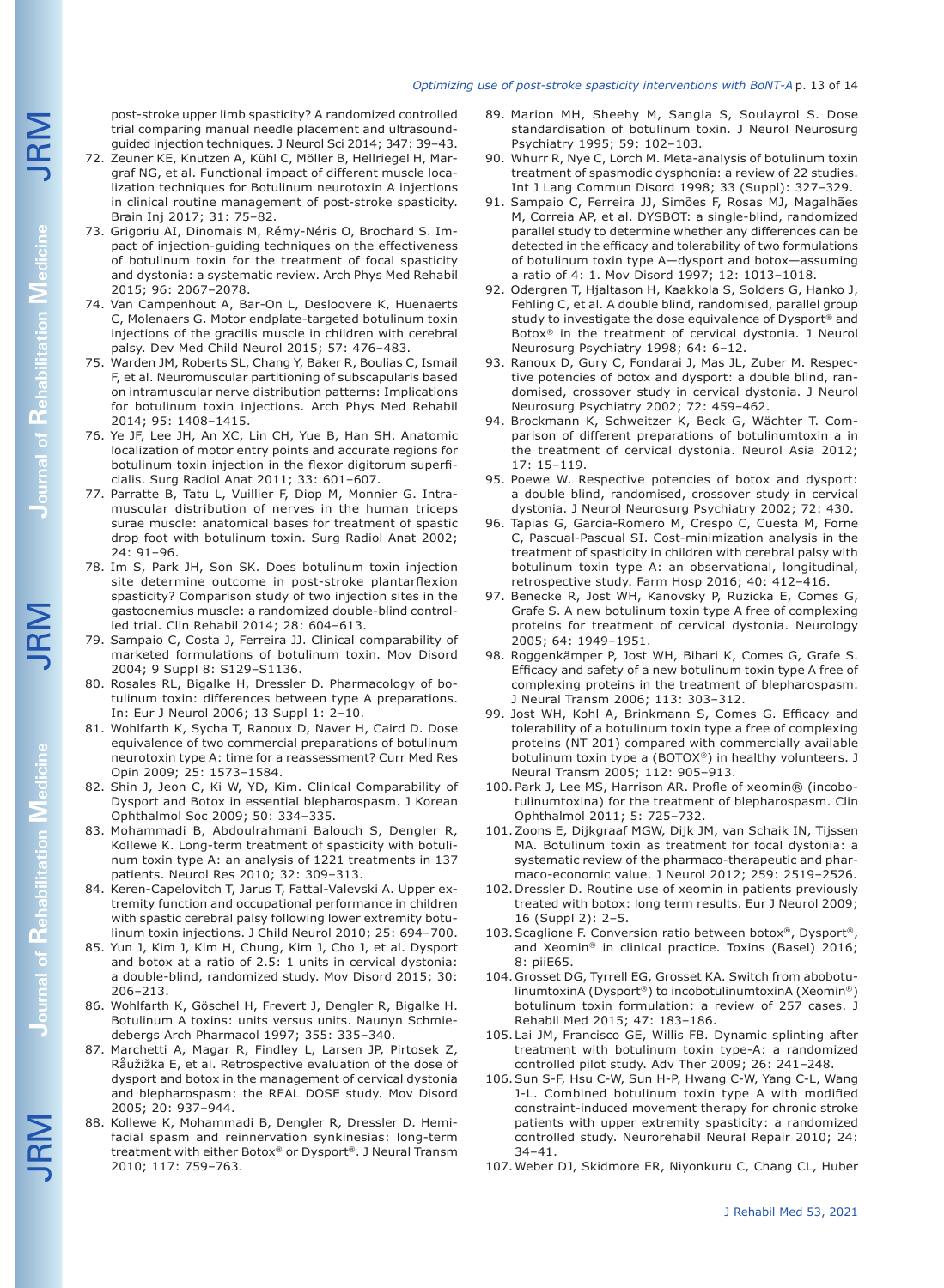post-stroke upper limb spasticity? A randomized controlled trial comparing manual needle placement and ultrasound-guided injection techniques. J Neurol Sci 2014; 347: 39–43.

72. Zeuner KE, Knutzen A, Kühl C, Möller B, Hellriegel H, Margraf NG, et al. Functional impact of different muscle localization techniques for Botulinum neurotoxin A injections in clinical routine management of post-stroke spasticity. Brain Inj 2017; 31: 75–82.
73. Grigoriu AI, Dinomais M, Rémy-Néris O, Brochard S. Impact of injection-guiding techniques on the effectiveness of botulinum toxin for the treatment of focal spasticity and dystonia: a systematic review. Arch Phys Med Rehabil 2015; 96: 2067–2078.
74. Van Campenhout A, Bar-On L, Desloovere K, Huenaerts C, Molenaers G. Motor endplate-targeted botulinum toxin injections of the gracilis muscle in children with cerebral palsy. Dev Med Child Neurol 2015; 57: 476–483.
75. Warden JM, Roberts SL, Chang Y, Baker R, Boulias C, Ismail F, et al. Neuromuscular partitioning of subscapularis based on intramuscular nerve distribution patterns: Implications for botulinum toxin injections. Arch Phys Med Rehabil 2014; 95: 1408–1415.
76. Ye JF, Lee JH, An XC, Lin CH, Yue B, Han SH. Anatomic localization of motor entry points and accurate regions for botulinum toxin injection in the flexor digitorum superficialis. Surg Radiol Anat 2011; 33: 601–607.
77. Parratte B, Tatu L, Vuillier F, Diop M, Monnier G. Intramuscular distribution of nerves in the human triceps surae muscle: anatomical bases for treatment of spastic drop foot with botulinum toxin. Surg Radiol Anat 2002; 24: 91–96.
78. Im S, Park JH, Son SK. Does botulinum toxin injection site determine outcome in post-stroke plantarflexion spasticity? Comparison study of two injection sites in the gastocnemius muscle: a randomized double-blind controlled trial. Clin Rehabil 2014; 28: 604–613.
79. Sampaio C, Costa J, Ferreira JJ. Clinical comparability of marketed formulations of botulinum toxin. Mov Disord 2004; 9 Suppl 8: S129–S1136.
80. Rosales RL, Bigalke H, Dressler D. Pharmacology of botulinum toxin: differences between type A preparations. In: Eur J Neurol 2006; 13 Suppl 1: 2–10.
81. Wohlfarth K, Sycha T, Ranoux D, Naver H, Caird D. Dose equivalence of two commercial preparations of botulinum neurotoxin type A: time for a reassessment? Curr Med Res Opin 2009; 25: 1573–1584.
82. Shin J, Jeon C, Ki W, YD, Kim. Clinical Comparability of Dysport and Botox in essential blepharospasm. J Korean Ophthalmol Soc 2009; 50: 334–335.
83. Mohammadi B, Abdoulrahmani Balouch S, Dengler R, Kollewe K. Long-term treatment of spasticity with botulinum toxin type A: an analysis of 1221 treatments in 137 patients. Neurol Res 2010; 32: 309–313.
84. Keren-Capelovitch T, Jarus T, Fattal-Valevski A. Upper extremity function and occupational performance in children with spastic cerebral palsy following lower extremity botulinum toxin injections. J Child Neurol 2010; 25: 694–700.
85. Yun J, Kim J, Kim H, Chung, Kim J, Cho J, et al. Dysport and botox at a ratio of 2.5: 1 units in cervical dystonia: a double-blind, randomized study. Mov Disord 2015; 30: 206–213.
86. Wohlfarth K, Göschel H, Frevert J, Dengler R, Bigalke H. Botulinum A toxins: units versus units. Naunyn Schmiedebergs Arch Pharmacol 1997; 355: 335–340.
87. Marchetti A, Magar R, Findley L, Larsen JP, Pirtosek Z, Růžička E, et al. Retrospective evaluation of the dose of dysport and botox in the management of cervical dystonia and blepharospasm: the REAL DOSE study. Mov Disord 2005; 20: 937–944.
88. Kollewe K, Mohammadi B, Dengler R, Dressler D. Hemifacial spasm and reinnervation synkinesias: long-term treatment with either Botox® or Dysport®. J Neural Transm 2010; 117: 759–763.
89. Marion MH, Sheehy M, Sangla S, Soulayrol S. Dose standardisation of botulinum toxin. J Neurol Neurosurg Psychiatry 1995; 59: 102–103.
90. Whurr R, Nye C, Lorch M. Meta-analysis of botulinum toxin treatment of spasmodic dysphonia: a review of 22 studies. Int J Lang Commun Disord 1998; 33 (Suppl): 327–329.
91. Sampaio C, Ferreira JJ, Simões F, Rosas MJ, Magalhães M, Correia AP, et al. DYSBOT: a single-blind, randomized parallel study to determine whether any differences can be detected in the efficacy and tolerability of two formulations of botulinum toxin type A—dysport and botox—assuming a ratio of 4: 1. Mov Disord 1997; 12: 1013–1018.
92. Odergren T, Hjaltason H, Kaakkola S, Solders G, Hanko J, Fehling C, et al. A double blind, randomised, parallel group study to investigate the dose equivalence of Dysport® and Botox® in the treatment of cervical dystonia. J Neurol Neurosurg Psychiatry 1998; 64: 6–12.
93. Ranoux D, Gury C, Fondarai J, Mas JL, Zuber M. Respective potencies of botox and dysport: a double blind, randomised, crossover study in cervical dystonia. J Neurol Neurosurg Psychiatry 2002; 72: 459–462.
94. Brockmann K, Schweitzer K, Beck G, Wächter T. Comparison of different preparations of botulinumtoxin a in the treatment of cervical dystonia. Neurol Asia 2012; 17: 15–119.
95. Poewe W. Respective potencies of botox and dysport: a double blind, randomised, crossover study in cervical dystonia. J Neurol Neurosurg Psychiatry 2002; 72: 430.
96. Tapias G, Garcia-Romero M, Crespo C, Cuesta M, Forne C, Pascual-Pascual SI. Cost-minimization analysis in the treatment of spasticity in children with cerebral palsy with botulinum toxin type A: an observational, longitudinal, retrospective study. Farm Hosp 2016; 40: 412–416.
97. Benecke R, Jost WH, Kanovsky P, Ruzicka E, Comes G, Grafe S. A new botulinum toxin type A free of complexing proteins for treatment of cervical dystonia. Neurology 2005; 64: 1949–1951.
98. Roggenkämper P, Jost WH, Bihari K, Comes G, Grafe S. Efficacy and safety of a new botulinum toxin type A free of complexing proteins in the treatment of blepharospasm. J Neural Transm 2006; 113: 303–312.
99. Jost WH, Kohl A, Brinkmann S, Comes G. Efficacy and tolerability of a botulinum toxin type a free of complexing proteins (NT 201) compared with commercially available botulinum toxin type a (BOTOX®) in healthy volunteers. J Neural Transm 2005; 112: 905–913.
100. Park J, Lee MS, Harrison AR. Profle of xeomin® (incobotulinumtoxina) for the treatment of blepharospasm. Clin Ophthalmol 2011; 5: 725–732.
101. Zoons E, Dijkgraaf MGW, Dijk JM, van Schaik IN, Tijssen MA. Botulinum toxin as treatment for focal dystonia: a systematic review of the pharmaco-therapeutic and pharmaco-economic value. J Neurol 2012; 259: 2519–2526.
102. Dressler D. Routine use of xeomin in patients previously treated with botox: long term results. Eur J Neurol 2009; 16 (Suppl 2): 2–5.
103. Scaglione F. Conversion ratio between botox®, Dysport®, and Xeomin® in clinical practice. Toxins (Basel) 2016; 8: piiE65.
104. Grosset DG, Tyrrell EG, Grosset KA. Switch from abobotulinumtoxinA (Dysport®) to incobotulinumtoxinA (Xeomin®) botulinum toxin formulation: a review of 257 cases. J Rehabil Med 2015; 47: 183–186.
105. Lai JM, Francisco GE, Willis FB. Dynamic splinting after treatment with botulinum toxin type-A: a randomized controlled pilot study. Adv Ther 2009; 26: 241–248.
106. Sun S-F, Hsu C-W, Sun H-P, Hwang C-W, Yang C-L, Wang J-L. Combined botulinum toxin type A with modified constraint-induced movement therapy for chronic stroke patients with upper extremity spasticity: a randomized controlled study. Neurorehabil Neural Repair 2010; 24: 34–41.
107. Weber DJ, Skidmore ER, Niyonkuru C, Chang CL, Huber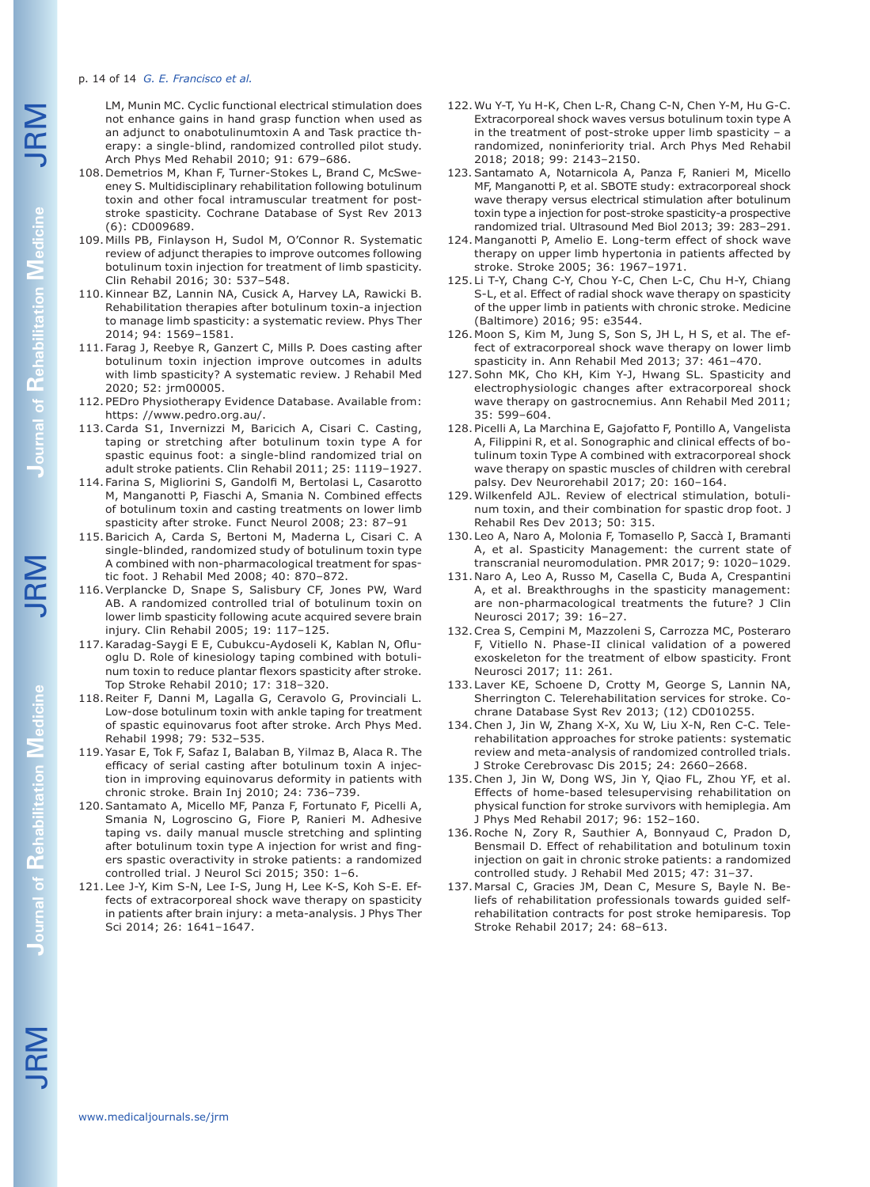LM, Munin MC. Cyclic functional electrical stimulation does not enhance gains in hand grasp function when used as an adjunct to onabotulinumtoxin A and Task practice therapy: a single-blind, randomized controlled pilot study. Arch Phys Med Rehabil 2010; 91: 679–686.

108. Demetrios M, Khan F, Turner-Stokes L, Brand C, McSweeney S. Multidisciplinary rehabilitation following botulinum toxin and other focal intramuscular treatment for post-stroke spasticity. Cochrane Database of Syst Rev 2013 (6): CD009689.
109. Mills PB, Finlayson H, Sudol M, O'Connor R. Systematic review of adjunct therapies to improve outcomes following botulinum toxin injection for treatment of limb spasticity. Clin Rehabil 2016; 30: 537–548.
110. Kinnear BZ, Lannin NA, Cusick A, Harvey LA, Rawicki B. Rehabilitation therapies after botulinum toxin-a injection to manage limb spasticity: a systematic review. Phys Ther 2014; 94: 1569–1581.
111. Farag J, Reebye R, Ganzert C, Mills P. Does casting after botulinum toxin injection improve outcomes in adults with limb spasticity? A systematic review. J Rehabil Med 2020; 52: jrm00005.
112. PEDro Physiotherapy Evidence Database. Available from: https: //www.pedro.org.au/.
113. Carda S1, Invernizzi M, Baricich A, Cisari C. Casting, taping or stretching after botulinum toxin type A for spastic equinus foot: a single-blind randomized trial on adult stroke patients. Clin Rehabil 2011; 25: 1119–1927.
114. Farina S, Migliorini S, Gandolfi M, Bertolasi L, Casarotto M, Manganotti P, Fiaschi A, Smania N. Combined effects of botulinum toxin and casting treatments on lower limb spasticity after stroke. Funct Neurol 2008; 23: 87–91
115. Baricich A, Carda S, Bertoni M, Maderna L, Cisari C. A single-blinded, randomized study of botulinum toxin type A combined with non-pharmacological treatment for spastic foot. J Rehabil Med 2008; 40: 870–872.
116. Verplancke D, Snape S, Salisbury CF, Jones PW, Ward AB. A randomized controlled trial of botulinum toxin on lower limb spasticity following acute acquired severe brain injury. Clin Rehabil 2005; 19: 117–125.
117. Karadag-Saygi E E, Cubukcu-Aydoseli K, Kablan N, Ofluoglu D. Role of kinesiology taping combined with botulinum toxin to reduce plantar flexors spasticity after stroke. Top Stroke Rehabil 2010; 17: 318–320.
118. Reiter F, Danni M, Lagalla G, Ceravolo G, Provinciali L. Low-dose botulinum toxin with ankle taping for treatment of spastic equinovarus foot after stroke. Arch Phys Med. Rehabil 1998; 79: 532–535.
119. Yasar E, Tok F, Safaz I, Balaban B, Yilmaz B, Alaca R. The efficacy of serial casting after botulinum toxin A injection in improving equinovarus deformity in patients with chronic stroke. Brain Inj 2010; 24: 736–739.
120. Santamato A, Micello MF, Panza F, Fortunato F, Picelli A, Smania N, Logroscino G, Fiore P, Ranieri M. Adhesive taping vs. daily manual muscle stretching and splinting after botulinum toxin type A injection for wrist and fingers spastic overactivity in stroke patients: a randomized controlled trial. J Neurol Sci 2015; 350: 1–6.
121. Lee J-Y, Kim S-N, Lee I-S, Jung H, Lee K-S, Koh S-E. Effects of extracorporeal shock wave therapy on spasticity in patients after brain injury: a meta-analysis. J Phys Ther Sci 2014; 26: 1641–1647.
122. Wu Y-T, Yu H-K, Chen L-R, Chang C-N, Chen Y-M, Hu G-C. Extracorporeal shock waves versus botulinum toxin type A in the treatment of post-stroke upper limb spasticity – a randomized, noninferiority trial. Arch Phys Med Rehabil 2018; 2018; 99: 2143–2150.
123. Santamato A, Notarnicola A, Panza F, Ranieri M, Micello MF, Manganotti P, et al. SBOTE study: extracorporeal shock wave therapy versus electrical stimulation after botulinum toxin type a injection for post-stroke spasticity-a prospective randomized trial. Ultrasound Med Biol 2013; 39: 283–291.
124. Manganotti P, Amelio E. Long-term effect of shock wave therapy on upper limb hypertonia in patients affected by stroke. Stroke 2005; 36: 1967–1971.
125. Li T-Y, Chang C-Y, Chou Y-C, Chen L-C, Chu H-Y, Chiang S-L, et al. Effect of radial shock wave therapy on spasticity of the upper limb in patients with chronic stroke. Medicine (Baltimore) 2016; 95: e3544.
126. Moon S, Kim M, Jung S, Son S, JH L, H S, et al. The effect of extracorporeal shock wave therapy on lower limb spasticity in. Ann Rehabil Med 2013; 37: 461–470.
127. Sohn MK, Cho KH, Kim Y-J, Hwang SL. Spasticity and electrophysiologic changes after extracorporeal shock wave therapy on gastrocnemius. Ann Rehabil Med 2011; 35: 599–604.
128. Picelli A, La Marchina E, Gajofatto F, Pontillo A, Vangelista A, Filippini R, et al. Sonographic and clinical effects of botulinum toxin Type A combined with extracorporeal shock wave therapy on spastic muscles of children with cerebral palsy. Dev Neurorehabil 2017; 20: 160–164.
129. Wilkenfeld AJL. Review of electrical stimulation, botulinum toxin, and their combination for spastic drop foot. J Rehabil Res Dev 2013; 50: 315.
130. Leo A, Naro A, Molonia F, Tomasello P, Saccà I, Bramanti A, et al. Spasticity Management: the current state of transcranial neuromodulation. PMR 2017; 9: 1020–1029.
131. Naro A, Leo A, Russo M, Casella C, Buda A, Crespantini A, et al. Breakthroughs in the spasticity management: are non-pharmacological treatments the future? J Clin Neurosci 2017; 39: 16–27.
132. Crea S, Cempini M, Mazzoleni S, Carrozza MC, Posteraro F, Vitiello N. Phase-II clinical validation of a powered exoskeleton for the treatment of elbow spasticity. Front Neurosci 2017; 11: 261.
133. Laver KE, Schoene D, Crotty M, George S, Lannin NA, Sherrington C. Telerehabilitation services for stroke. Cochrane Database Syst Rev 2013; (12) CD010255.
134. Chen J, Jin W, Zhang X-X, Xu W, Liu X-N, Ren C-C. Telerehabilitation approaches for stroke patients: systematic review and meta-analysis of randomized controlled trials. J Stroke Cerebrovasc Dis 2015; 24: 2660–2668.
135. Chen J, Jin W, Dong WS, Jin Y, Qiao FL, Zhou YF, et al. Effects of home-based telesupervising rehabilitation on physical function for stroke survivors with hemiplegia. Am J Phys Med Rehabil 2017; 96: 152–160.
136. Roche N, Zory R, Sauthier A, Bonnyaud C, Pradon D, Bensmail D. Effect of rehabilitation and botulinum toxin injection on gait in chronic stroke patients: a randomized controlled study. J Rehabil Med 2015; 47: 31–37.
137. Marsal C, Gracies JM, Dean C, Mesure S, Bayle N. Beliefs of rehabilitation professionals towards guided self-rehabilitation contracts for post stroke hemiparesis. Top Stroke Rehabil 2017; 24: 68–613.